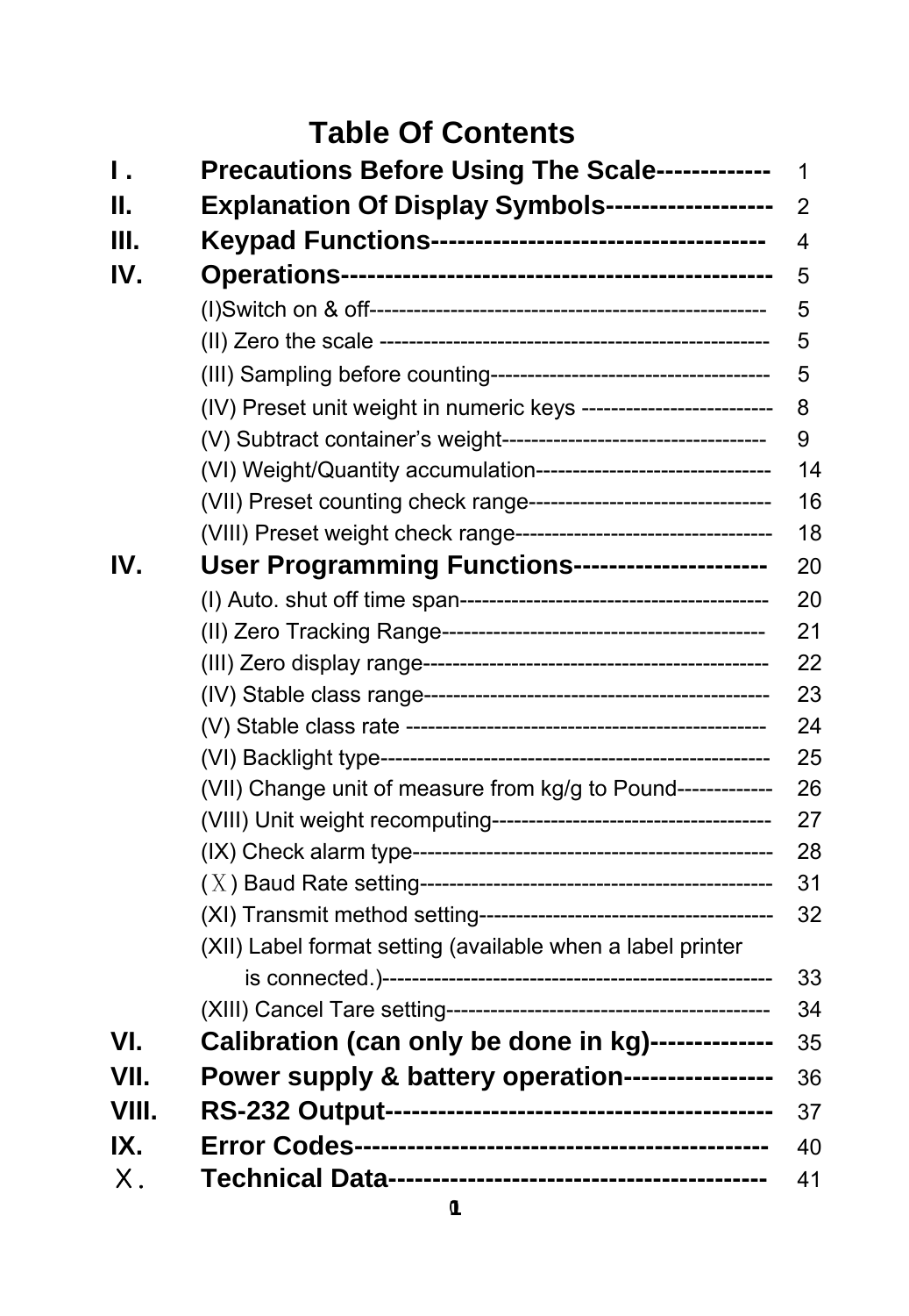# Table Of Contents

| | | |
|---|---|---|
| **I .** | **Precautions Before Using The Scale------------** | 1 |
| **II.** | **Explanation Of Display Symbols------------------** | 2 |
| **III.** | **Keypad Functions------------------------------------** | 4 |
| **IV.** | **Operations-------------------------------------------** | 5 |
| | (I)Switch on & off----------------------------------------------------- | 5 |
| | (II) Zero the scale ---------------------------------------------------- | 5 |
| | (III) Sampling before counting------------------------------------- | 5 |
| | (IV) Preset unit weight in numeric keys ------------------------- | 8 |
| | (V) Subtract container's weight----------------------------------- | 9 |
| | (VI) Weight/Quantity accumulation------------------------------- | 14 |
| | (VII) Preset counting check range-------------------------------- | 16 |
| | (VIII) Preset weight check range---------------------------------- | 18 |
| **IV.** | **User Programming Functions---------------------** | 20 |
| | (I) Auto. shut off time span----------------------------------------- | 20 |
| | (II) Zero Tracking Range------------------------------------------- | 21 |
| | (III) Zero display range---------------------------------------------- | 22 |
| | (IV) Stable class range----------------------------------------------- | 23 |
| | (V) Stable class rate ------------------------------------------------ | 24 |
| | (VI) Backlight type----------------------------------------------------- | 25 |
| | (VII) Change unit of measure from kg/g to Pound------------- | 26 |
| | (VIII) Unit weight recomputing------------------------------------- | 27 |
| | (IX) Check alarm type------------------------------------------------- | 28 |
| | (Ⅹ) Baud Rate setting----------------------------------------------- | 31 |
| | (XI) Transmit method setting--------------------------------------- | 32 |
| | (XII) Label format setting (available when a label printer is connected.)--------------------------------------------------- | 33 |
| | (XIII) Cancel Tare setting------------------------------------------- | 34 |
| **VI.** | **Calibration (can only be done in kg)-------------** | 35 |
| **VII.** | **Power supply & battery operation----------------** | 36 |
| **VIII.** | **RS-232 Output------------------------------------------** | 37 |
| **IX.** | **Error Codes---------------------------------------------** | 40 |
| **Ⅹ.** | **Technical Data-----------------------------------------** | 41 |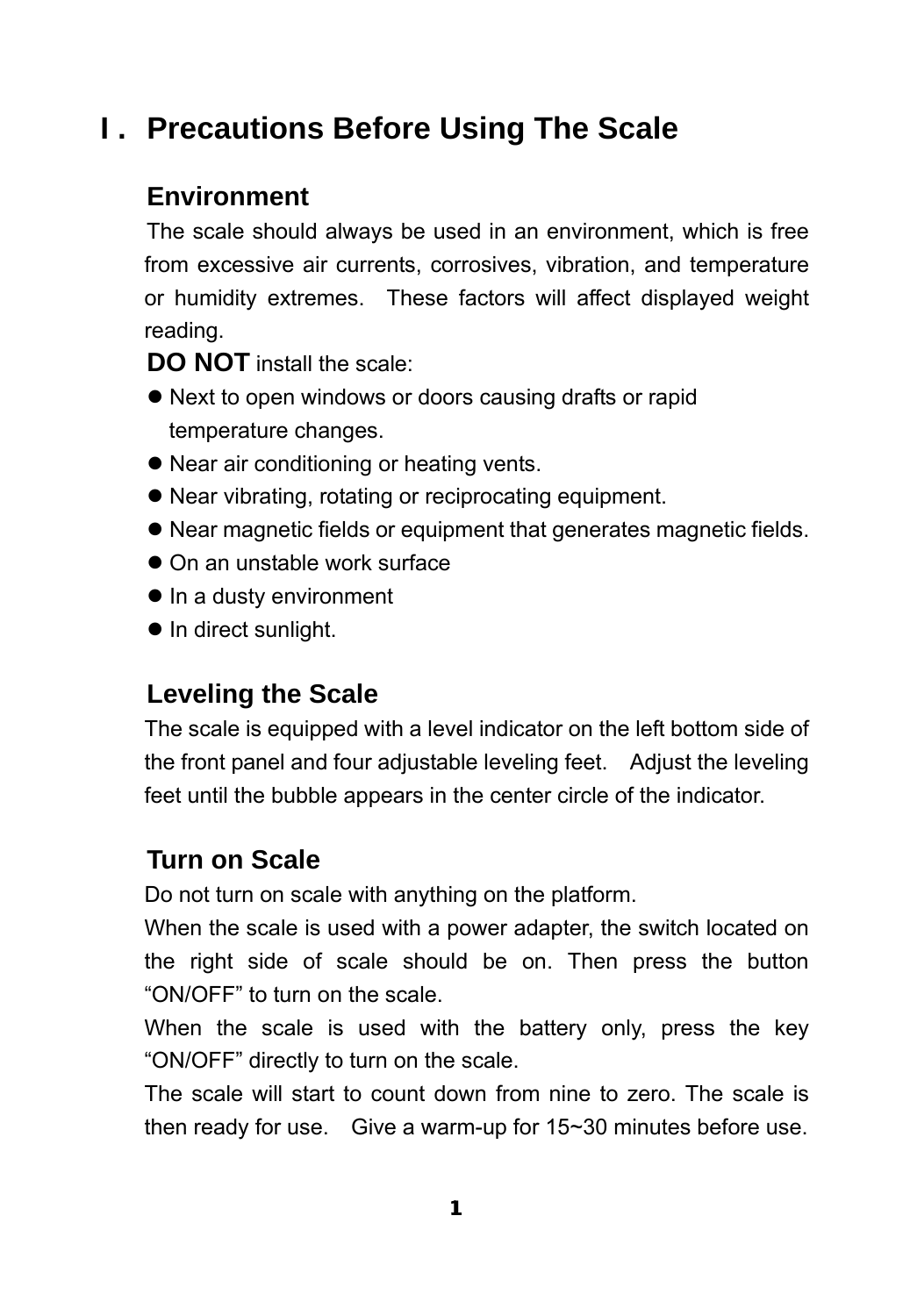# I. Precautions Before Using The Scale

## Environment

The scale should always be used in an environment, which is free from excessive air currents, corrosives, vibration, and temperature or humidity extremes. These factors will affect displayed weight reading.

**DO NOT** install the scale:

- Next to open windows or doors causing drafts or rapid temperature changes.
- Near air conditioning or heating vents.
- Near vibrating, rotating or reciprocating equipment.
- Near magnetic fields or equipment that generates magnetic fields.
- On an unstable work surface
- In a dusty environment
- In direct sunlight.

## Leveling the Scale

The scale is equipped with a level indicator on the left bottom side of the front panel and four adjustable leveling feet. Adjust the leveling feet until the bubble appears in the center circle of the indicator.

## Turn on Scale

Do not turn on scale with anything on the platform.

When the scale is used with a power adapter, the switch located on the right side of scale should be on. Then press the button "ON/OFF" to turn on the scale.

When the scale is used with the battery only, press the key "ON/OFF" directly to turn on the scale.

The scale will start to count down from nine to zero. The scale is then ready for use. Give a warm-up for 15~30 minutes before use.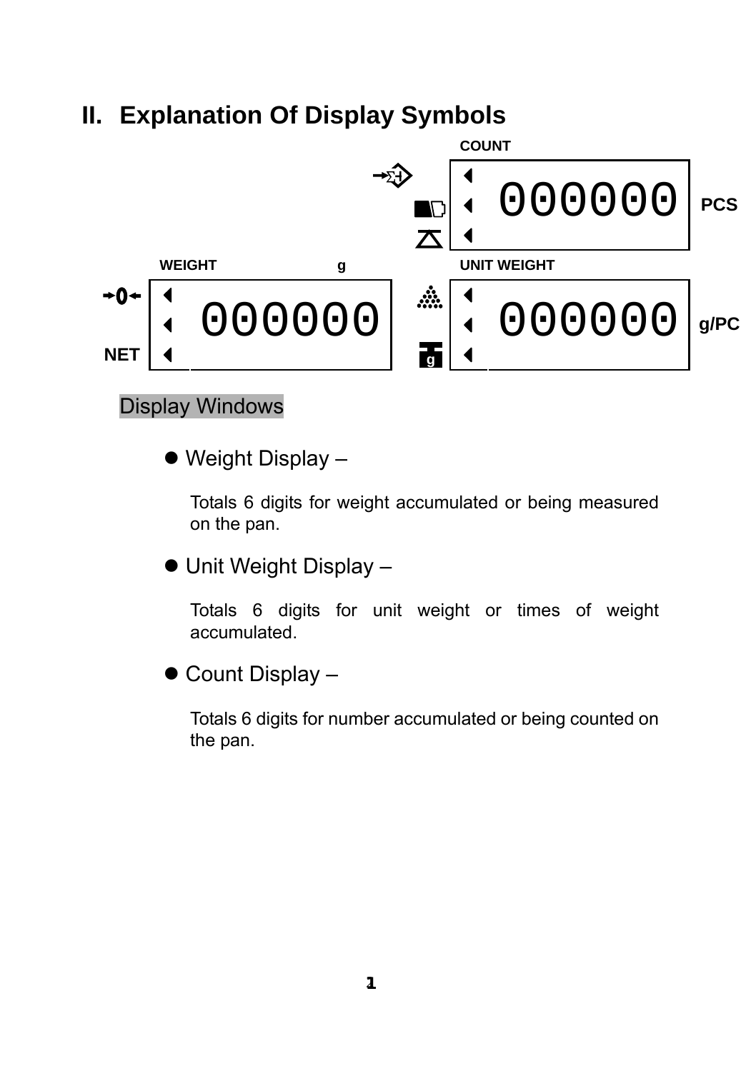## II. Explanation Of Display Symbols

COUNT

000000 PCS

WEIGHT g

NET

000000

UNIT WEIGHT

000000 g/PC

Display Windows

- Weight Display –

  Totals 6 digits for weight accumulated or being measured on the pan.

- Unit Weight Display –

  Totals 6 digits for unit weight or times of weight accumulated.

- Count Display –

  Totals 6 digits for number accumulated or being counted on the pan.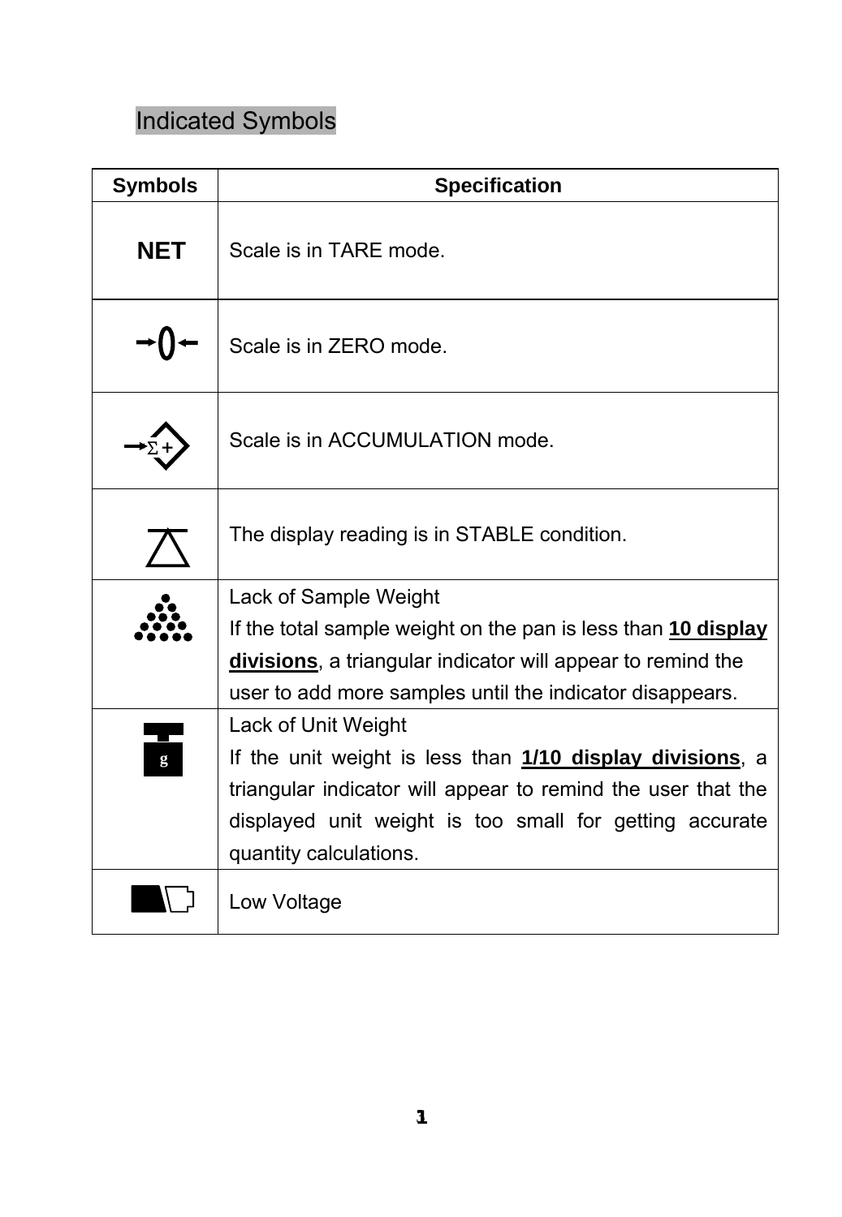## Indicated Symbols

| Symbols | Specification |
|---|---|
| **NET** | Scale is in TARE mode. |
| →0← | Scale is in ZERO mode. |
| →Σ+ | Scale is in ACCUMULATION mode. |
| ▽ | The display reading is in STABLE condition. |
|  | Lack of Sample Weight<br>If the total sample weight on the pan is less than **10 display divisions**, a triangular indicator will appear to remind the user to add more samples until the indicator disappears. |
| g | Lack of Unit Weight<br>If the unit weight is less than **1/10 display divisions**, a triangular indicator will appear to remind the user that the displayed unit weight is too small for getting accurate quantity calculations. |
|  | Low Voltage |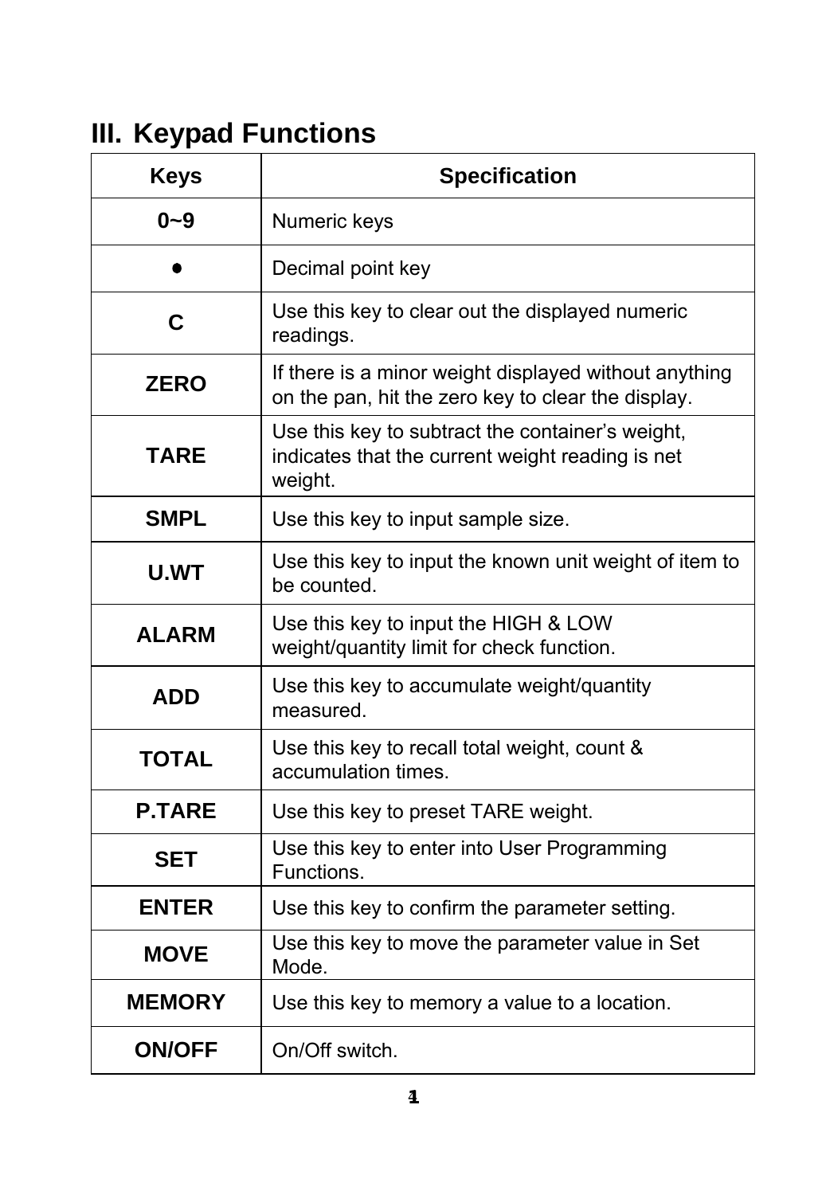## III. Keypad Functions

| Keys | Specification |
|---|---|
| **0~9** | Numeric keys |
| **●** | Decimal point key |
| **C** | Use this key to clear out the displayed numeric readings. |
| **ZERO** | If there is a minor weight displayed without anything on the pan, hit the zero key to clear the display. |
| **TARE** | Use this key to subtract the container's weight, indicates that the current weight reading is net weight. |
| **SMPL** | Use this key to input sample size. |
| **U.WT** | Use this key to input the known unit weight of item to be counted. |
| **ALARM** | Use this key to input the HIGH & LOW weight/quantity limit for check function. |
| **ADD** | Use this key to accumulate weight/quantity measured. |
| **TOTAL** | Use this key to recall total weight, count & accumulation times. |
| **P.TARE** | Use this key to preset TARE weight. |
| **SET** | Use this key to enter into User Programming Functions. |
| **ENTER** | Use this key to confirm the parameter setting. |
| **MOVE** | Use this key to move the parameter value in Set Mode. |
| **MEMORY** | Use this key to memory a value to a location. |
| **ON/OFF** | On/Off switch. |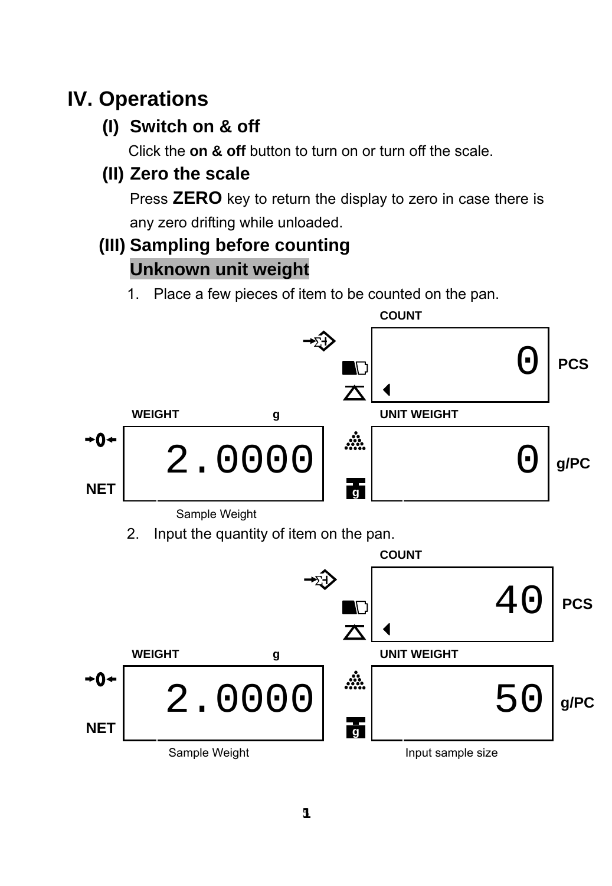# IV. Operations

## (I) Switch on & off

Click the **on & off** button to turn on or turn off the scale.

## (II) Zero the scale

Press **ZERO** key to return the display to zero in case there is any zero drifting while unloaded.

## (III) Sampling before counting

**Unknown unit weight**

1. Place a few pieces of item to be counted on the pan.

COUNT

0 PCS

WEIGHT g

2.0000

NET

UNIT WEIGHT

0 g/PC

Sample Weight

2. Input the quantity of item on the pan.

COUNT

40 PCS

WEIGHT g

2.0000

NET

UNIT WEIGHT

50 g/PC

Sample Weight

Input sample size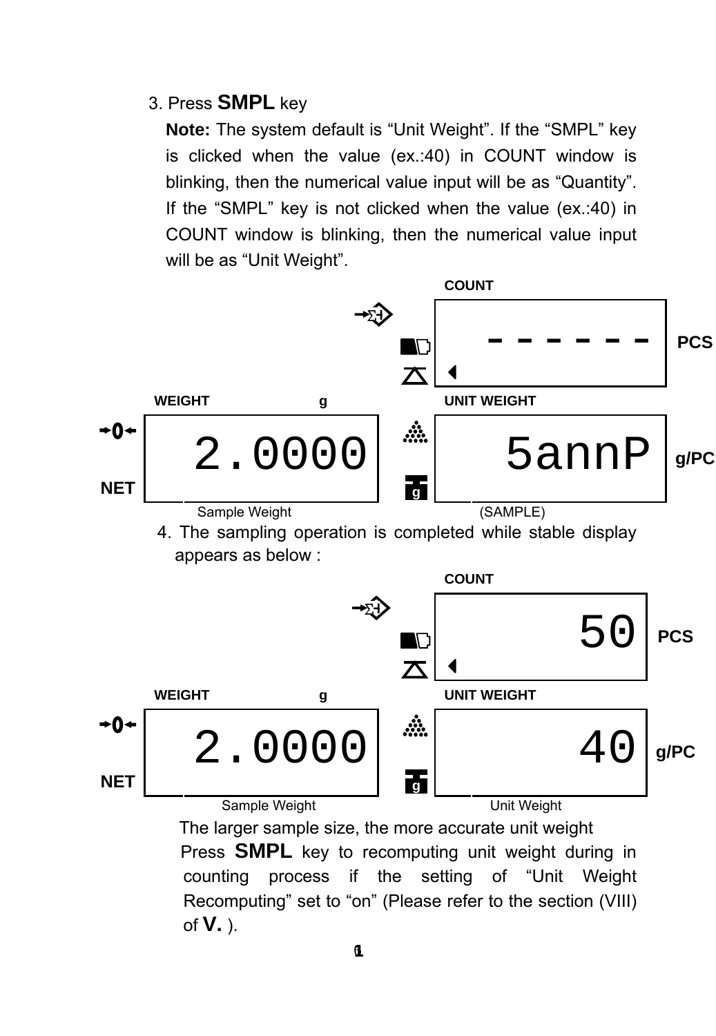3. Press **SMPL** key

**Note:** The system default is “Unit Weight”. If the “SMPL” key is clicked when the value (ex.:40) in COUNT window is blinking, then the numerical value input will be as “Quantity”. If the “SMPL” key is not clicked when the value (ex.:40) in COUNT window is blinking, then the numerical value input will be as “Unit Weight”.

COUNT

------ PCS

WEIGHT g

2.0000

NET

Sample Weight

UNIT WEIGHT

5annP g/PC

(SAMPLE)

4. The sampling operation is completed while stable display appears as below :

COUNT

50 PCS

WEIGHT g

2.0000

NET

Sample Weight

UNIT WEIGHT

40 g/PC

Unit Weight

The larger sample size, the more accurate unit weight

Press **SMPL** key to recomputing unit weight during in counting process if the setting of “Unit Weight Recomputing” set to “on” (Please refer to the section (VIII) of **V.** ).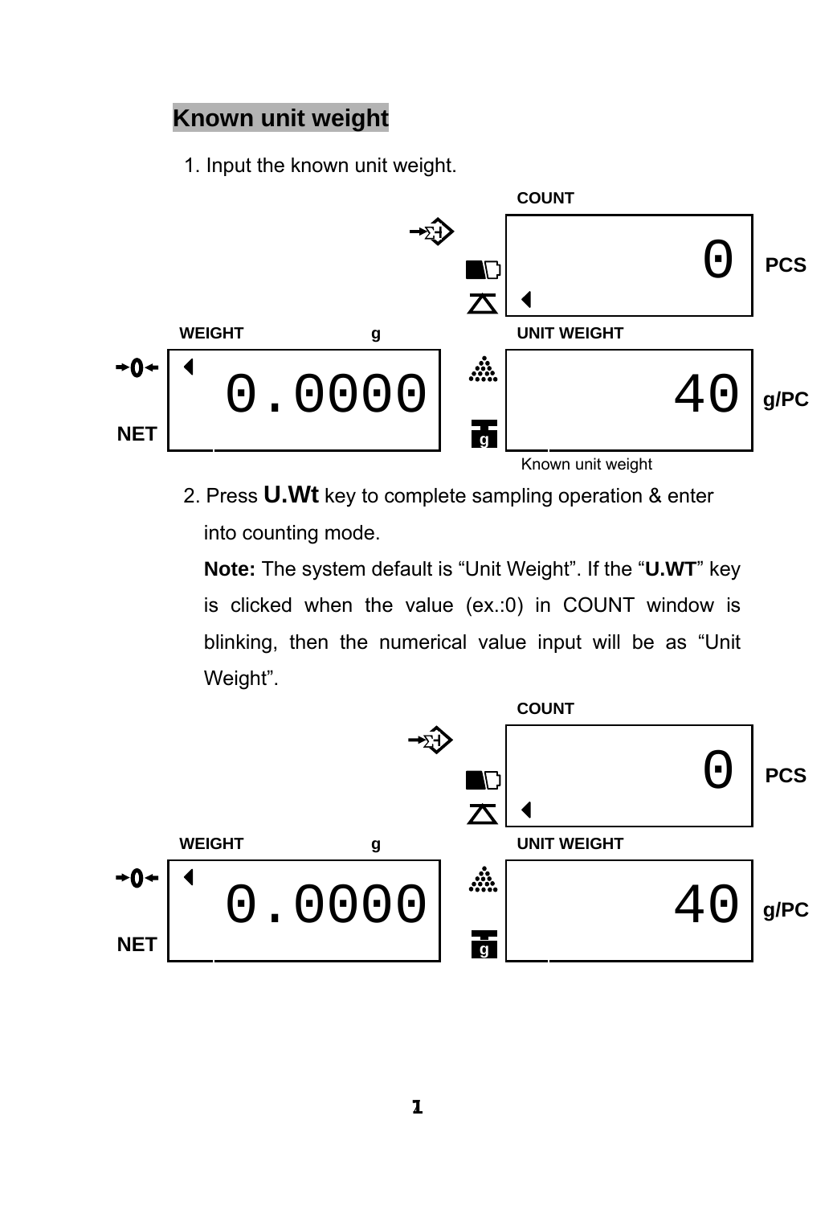## Known unit weight

1. Input the known unit weight.

COUNT

0 PCS

WEIGHT g

0.0000

NET

UNIT WEIGHT

40 g/PC

Known unit weight

2. Press **U.Wt** key to complete sampling operation & enter into counting mode.

   **Note:** The system default is "Unit Weight". If the "**U.WT**" key is clicked when the value (ex.:0) in COUNT window is blinking, then the numerical value input will be as "Unit Weight".

COUNT

0 PCS

WEIGHT g

0.0000

NET

UNIT WEIGHT

40 g/PC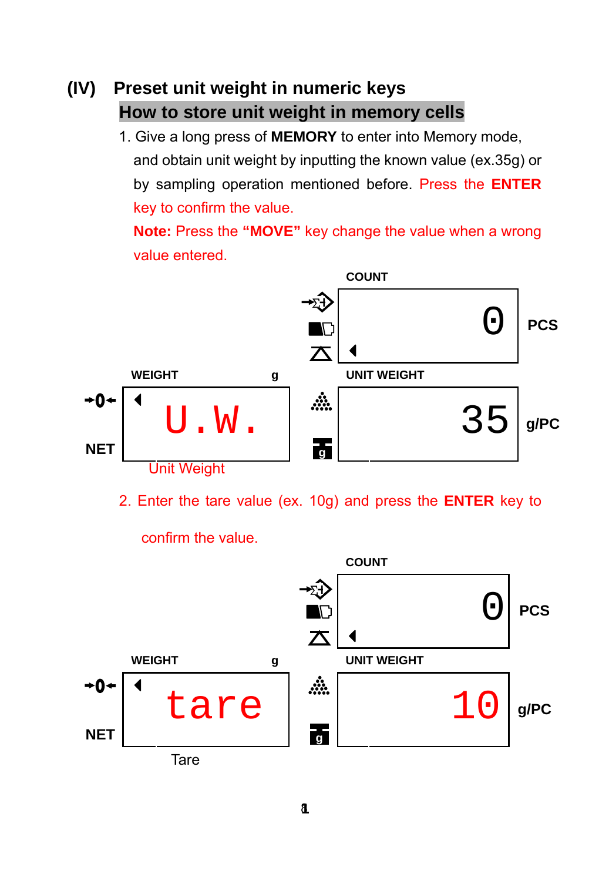## (IV) Preset unit weight in numeric keys

### How to store unit weight in memory cells

1. Give a long press of **MEMORY** to enter into Memory mode, and obtain unit weight by inputting the known value (ex.35g) or by sampling operation mentioned before. Press the **ENTER** key to confirm the value.

   **Note:** Press the **"MOVE"** key change the value when a wrong value entered.

COUNT

0 PCS

WEIGHT g

→0← U.W.

NET

Unit Weight

UNIT WEIGHT

35 g/PC

2. Enter the tare value (ex. 10g) and press the **ENTER** key to confirm the value.

COUNT

0 PCS

WEIGHT g

→0← tare

NET

Tare

UNIT WEIGHT

10 g/PC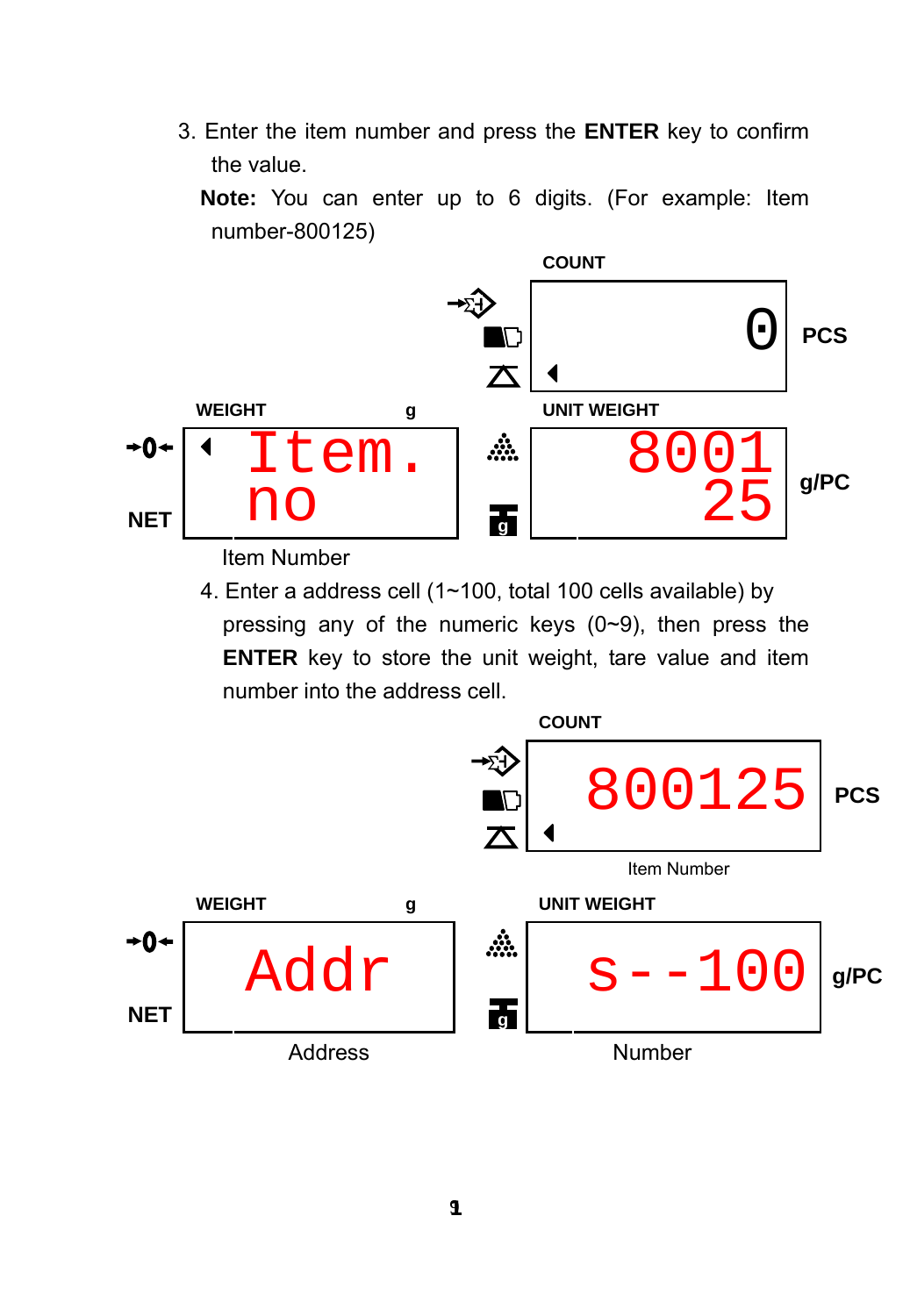3. Enter the item number and press the **ENTER** key to confirm the value.

   **Note:** You can enter up to 6 digits. (For example: Item number-800125)

COUNT

0 PCS

WEIGHT g

NET

Item. no

UNIT WEIGHT

8001 25 g/PC

Item Number

4. Enter a address cell (1~100, total 100 cells available) by pressing any of the numeric keys (0~9), then press the **ENTER** key to store the unit weight, tare value and item number into the address cell.

COUNT

800125 PCS

Item Number

WEIGHT g

NET

Addr

UNIT WEIGHT

s--100 g/PC

Address

Number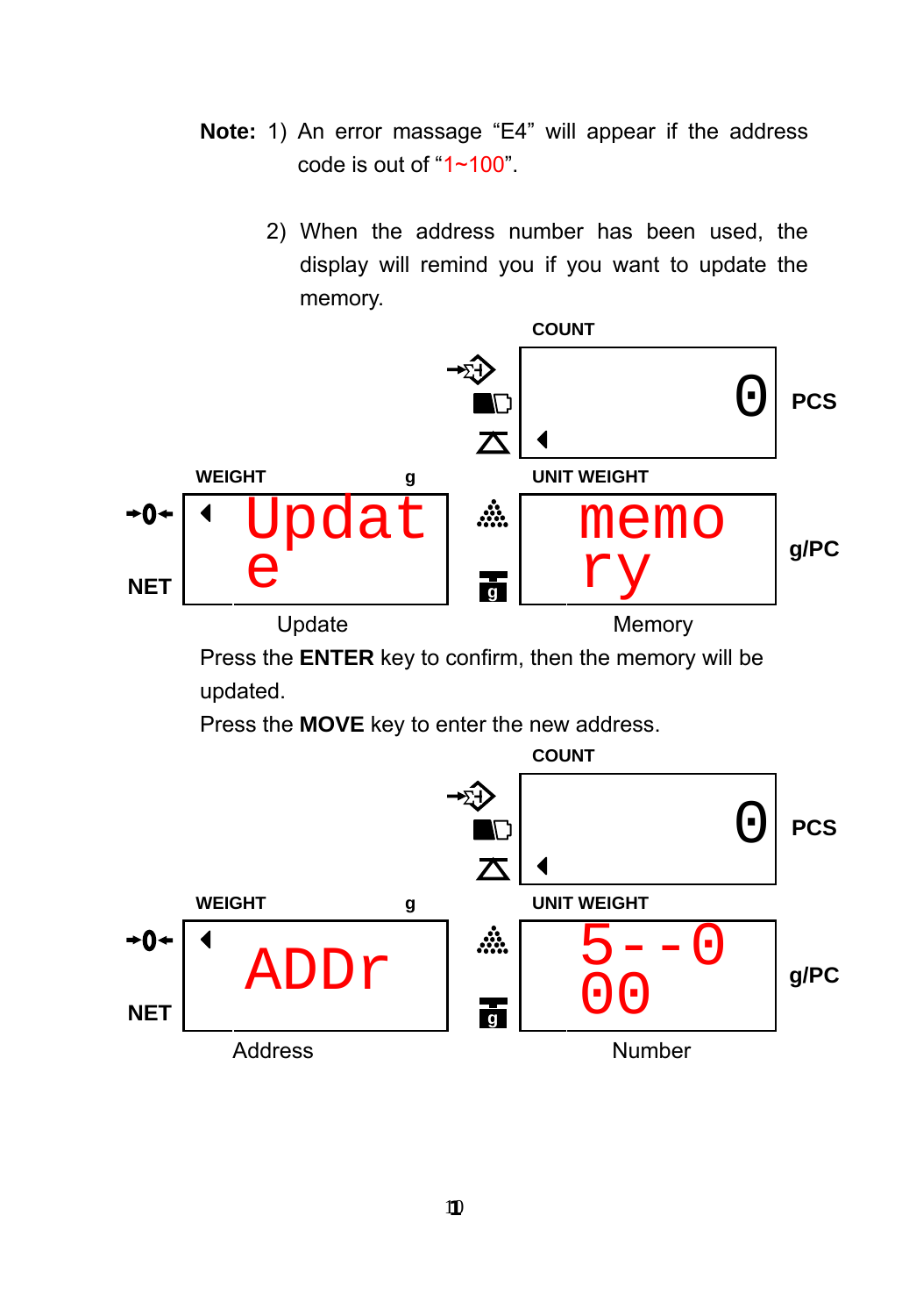**Note:** 1) An error massage "E4" will appear if the address code is out of "1~100".

2) When the address number has been used, the display will remind you if you want to update the memory.

COUNT

0 PCS

WEIGHT g

NET

Update

UNIT WEIGHT

memory

g/PC

Update

Memory

Press the **ENTER** key to confirm, then the memory will be updated.

Press the **MOVE** key to enter the new address.

COUNT

0 PCS

WEIGHT g

NET

ADDr

UNIT WEIGHT

5--000

g/PC

Address

Number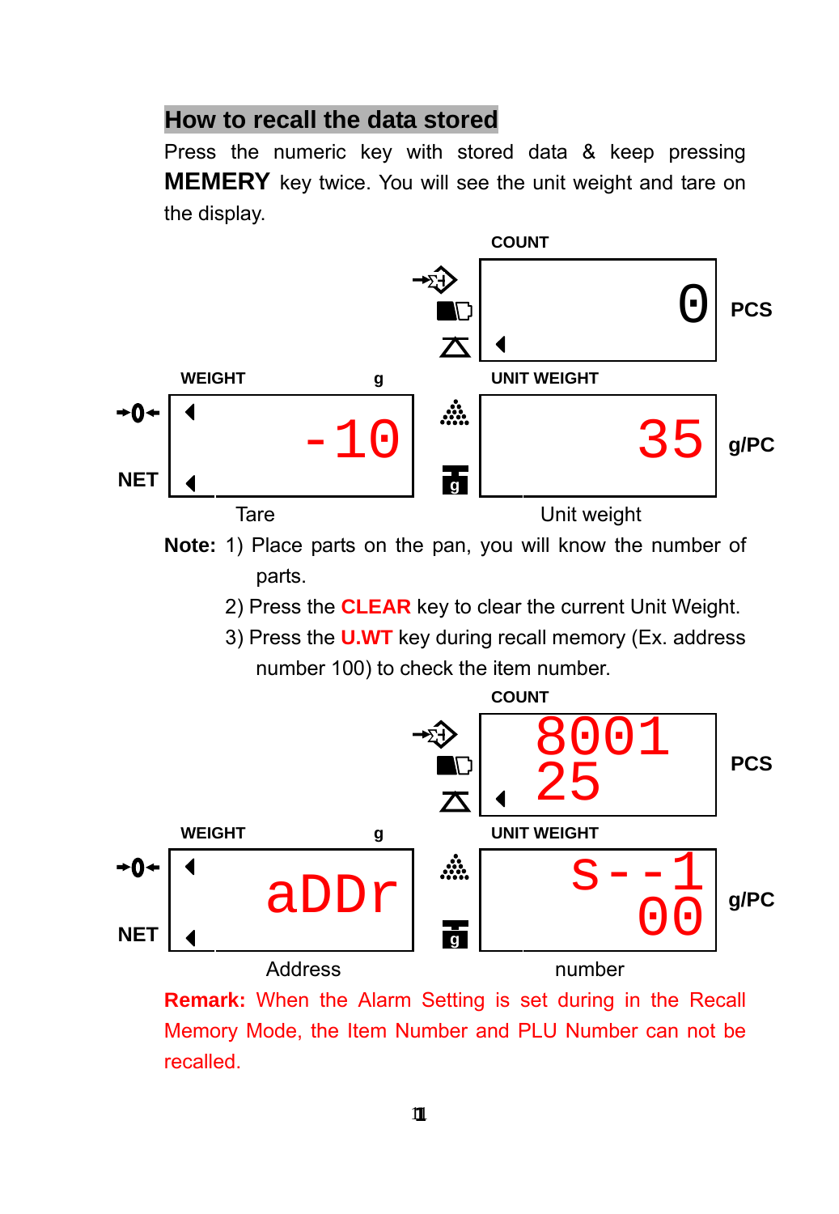## How to recall the data stored

Press the numeric key with stored data & keep pressing **MEMERY** key twice. You will see the unit weight and tare on the display.

COUNT

0 PCS

WEIGHT g

NET -10

UNIT WEIGHT

35 g/PC

Tare Unit weight

**Note:** 1) Place parts on the pan, you will know the number of parts.

2) Press the **CLEAR** key to clear the current Unit Weight.

3) Press the **U.WT** key during recall memory (Ex. address number 100) to check the item number.

COUNT

8001 25 PCS

WEIGHT g

NET aDDr

UNIT WEIGHT

s--1 00 g/PC

Address number

**Remark:** When the Alarm Setting is set during in the Recall Memory Mode, the Item Number and PLU Number can not be recalled.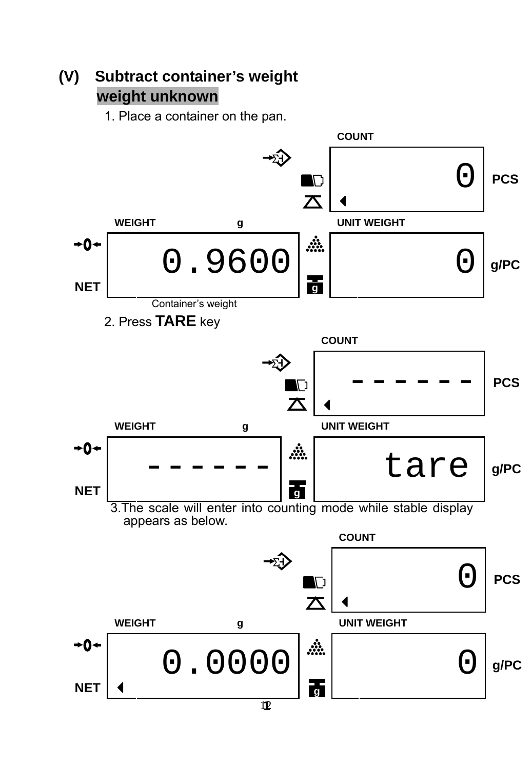## (V) Subtract container's weight

**weight unknown**

1. Place a container on the pan.

COUNT

0 PCS

WEIGHT g

0.9600

NET

UNIT WEIGHT

0 g/PC

Container's weight

2. Press **TARE** key

COUNT

------ PCS

WEIGHT g

------

NET

UNIT WEIGHT

tare g/PC

3. The scale will enter into counting mode while stable display appears as below.

COUNT

0 PCS

WEIGHT g

0.0000

NET

UNIT WEIGHT

0 g/PC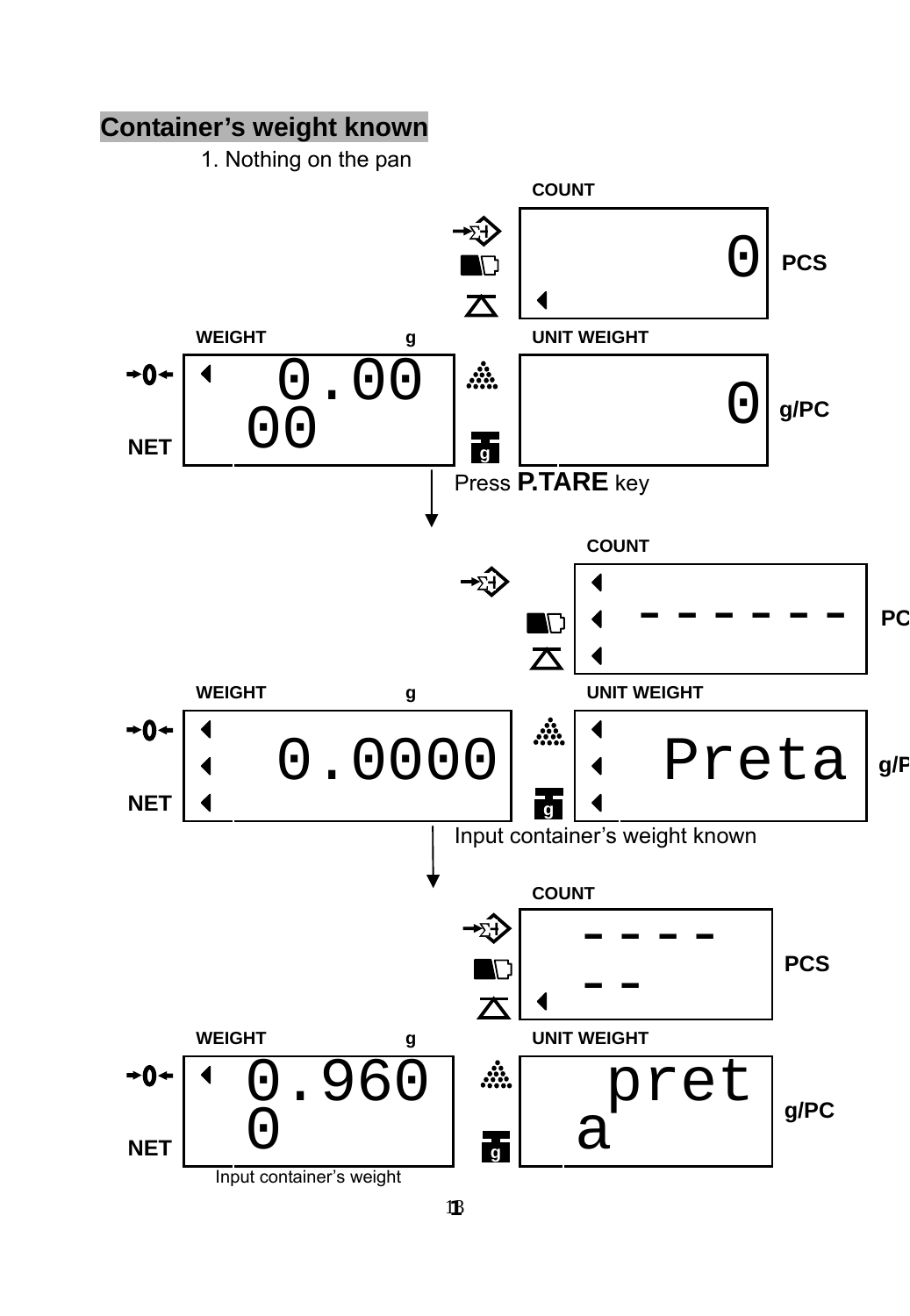## Container's weight known

1. Nothing on the pan

COUNT

0 PCS

WEIGHT g

0.0000

NET

UNIT WEIGHT

0 g/PC

Press **P.TARE** key

COUNT

------ PC

WEIGHT g

0.0000

NET

UNIT WEIGHT

Preta g/P

Input container's weight known

COUNT

------ PCS

WEIGHT g

0.9600

NET

UNIT WEIGHT

preta g/PC

Input container's weight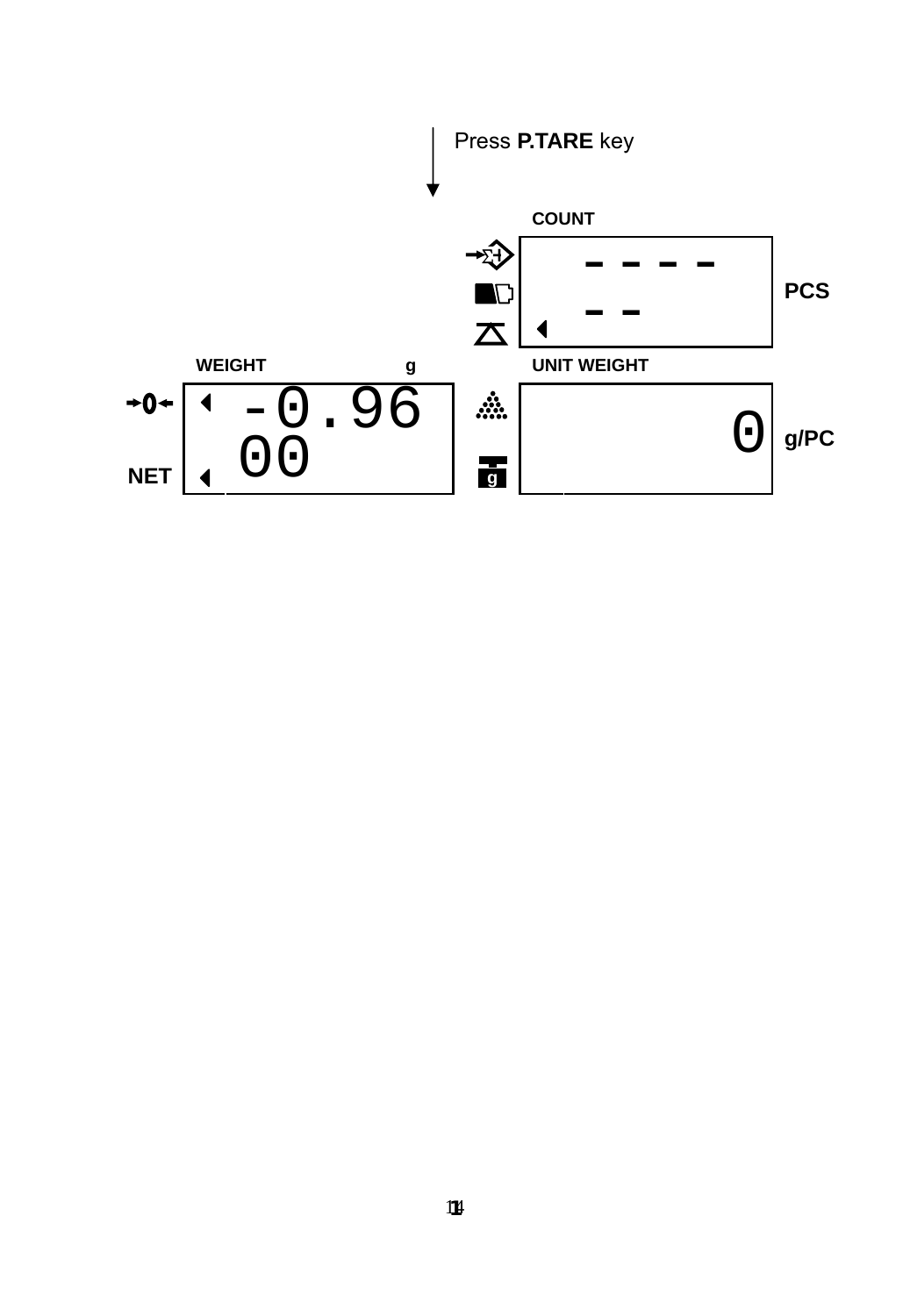Press **P.TARE** key

| | COUNT | |
|---|---|---|
| | ------ | PCS |

| WEIGHT g | UNIT WEIGHT | |
|---|---|---|
| NET -0.9600 | 0 | g/PC |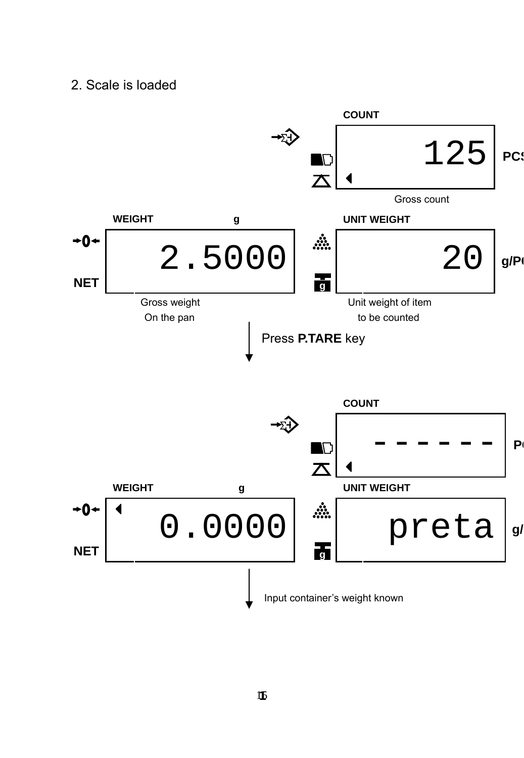2. Scale is loaded

COUNT

125 PCS

Gross count

WEIGHT g

2.5000

NET

Gross weight
On the pan

UNIT WEIGHT

20 g/PCS

Unit weight of item
to be counted

Press **P.TARE** key

COUNT

------ PCS

WEIGHT g

0.0000

NET

UNIT WEIGHT

preta g/PCS

Input container's weight known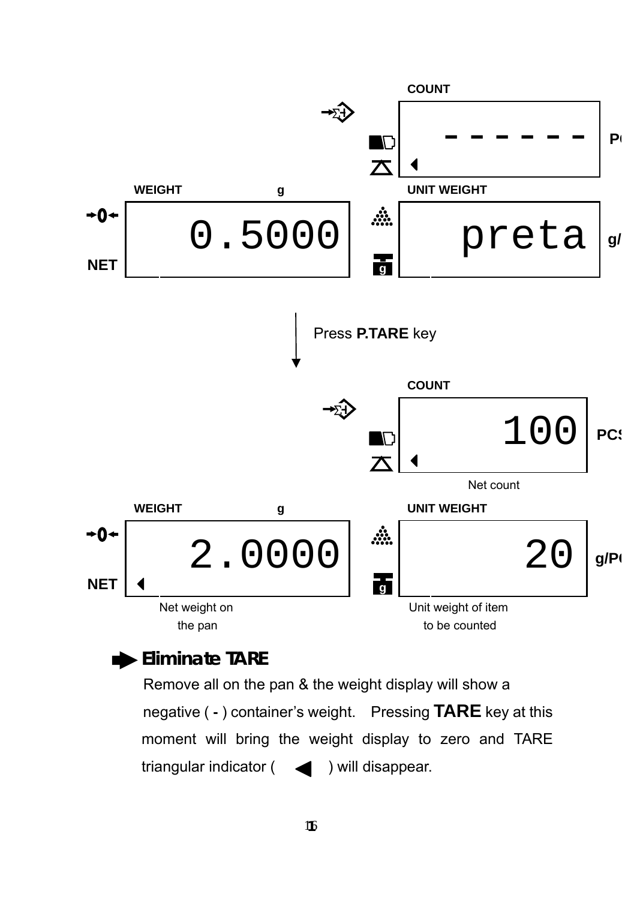COUNT

------ PCS

WEIGHT g

0.5000

NET

UNIT WEIGHT

preta g/PCS

Press **P.TARE** key

COUNT

100 PCS

Net count

WEIGHT g

2.0000

NET

Net weight on the pan

UNIT WEIGHT

20 g/PCS

Unit weight of item to be counted

### ➡ Eliminate TARE

Remove all on the pan & the weight display will show a negative ( **-** ) container's weight. Pressing **TARE** key at this moment will bring the weight display to zero and TARE triangular indicator ( ◀ ) will disappear.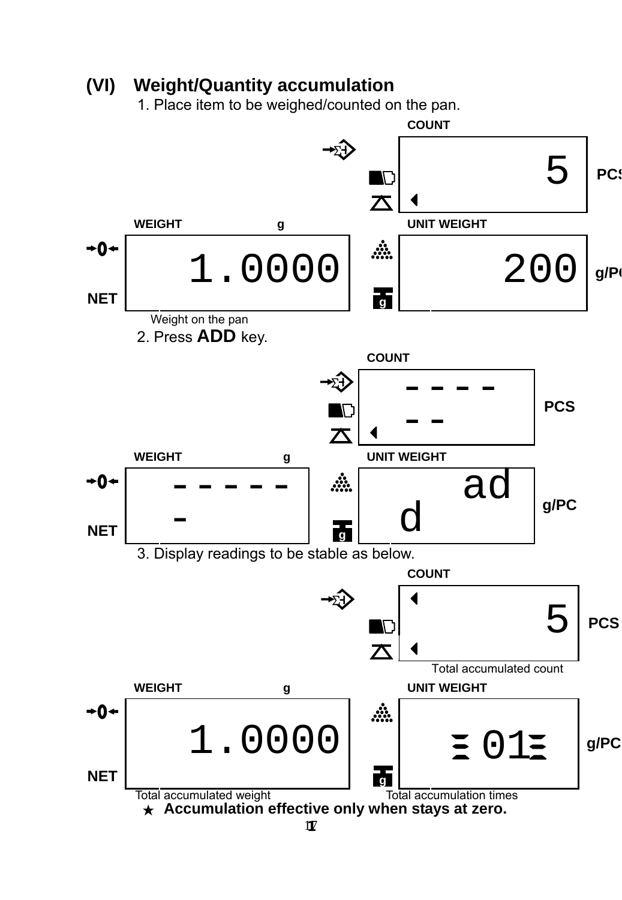## (VI) Weight/Quantity accumulation

1. Place item to be weighed/counted on the pan.

COUNT

5 PCS

WEIGHT g

1.0000

NET

UNIT WEIGHT

200 g/PC

Weight on the pan

2. Press **ADD** key.

COUNT

------ PCS

WEIGHT g

------

NET

UNIT WEIGHT

add g/PC

3. Display readings to be stable as below.

COUNT

5 PCS

Total accumulated count

WEIGHT g

1.0000

NET

UNIT WEIGHT

01 g/PC

Total accumulated weight

Total accumulation times

★ **Accumulation effective only when stays at zero.**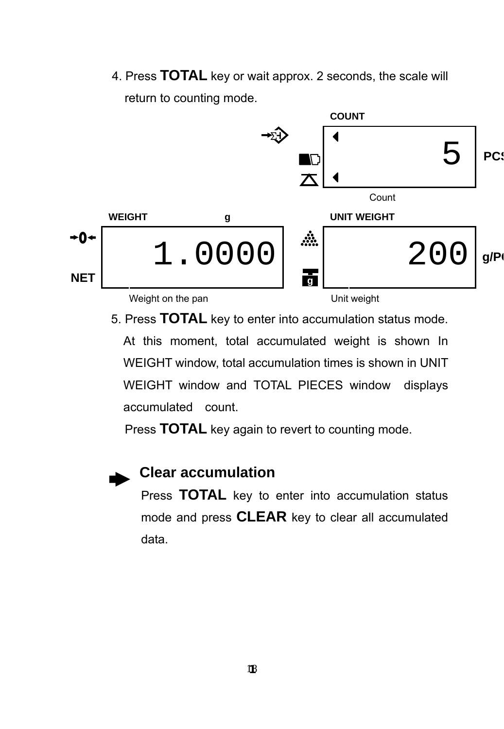4. Press **TOTAL** key or wait approx. 2 seconds, the scale will return to counting mode.

COUNT

5 PCS

Count

WEIGHT g

1.0000

NET

Weight on the pan

UNIT WEIGHT

200 g/PCS

Unit weight

5. Press **TOTAL** key to enter into accumulation status mode. At this moment, total accumulated weight is shown In WEIGHT window, total accumulation times is shown in UNIT WEIGHT window and TOTAL PIECES window displays accumulated count.

   Press **TOTAL** key again to revert to counting mode.

### Clear accumulation

Press **TOTAL** key to enter into accumulation status mode and press **CLEAR** key to clear all accumulated data.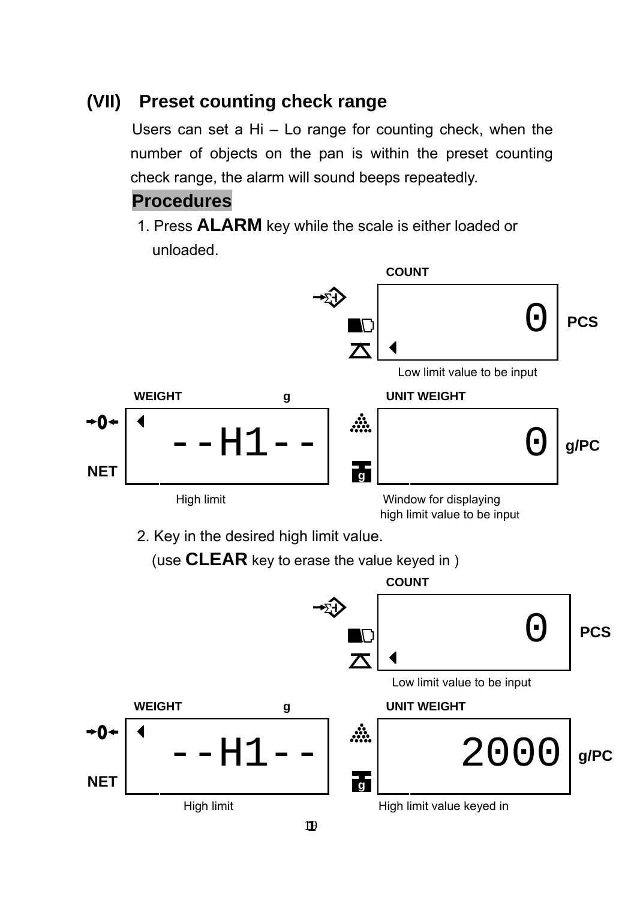## (VII) Preset counting check range

Users can set a Hi – Lo range for counting check, when the number of objects on the pan is within the preset counting check range, the alarm will sound beeps repeatedly.

**Procedures**

1. Press **ALARM** key while the scale is either loaded or unloaded.

COUNT

0 PCS

Low limit value to be input

WEIGHT g

--H1--

NET

High limit

UNIT WEIGHT

0 g/PC

Window for displaying high limit value to be input

2. Key in the desired high limit value. (use **CLEAR** key to erase the value keyed in )

COUNT

0 PCS

Low limit value to be input

WEIGHT g

--H1--

NET

High limit

UNIT WEIGHT

2000 g/PC

High limit value keyed in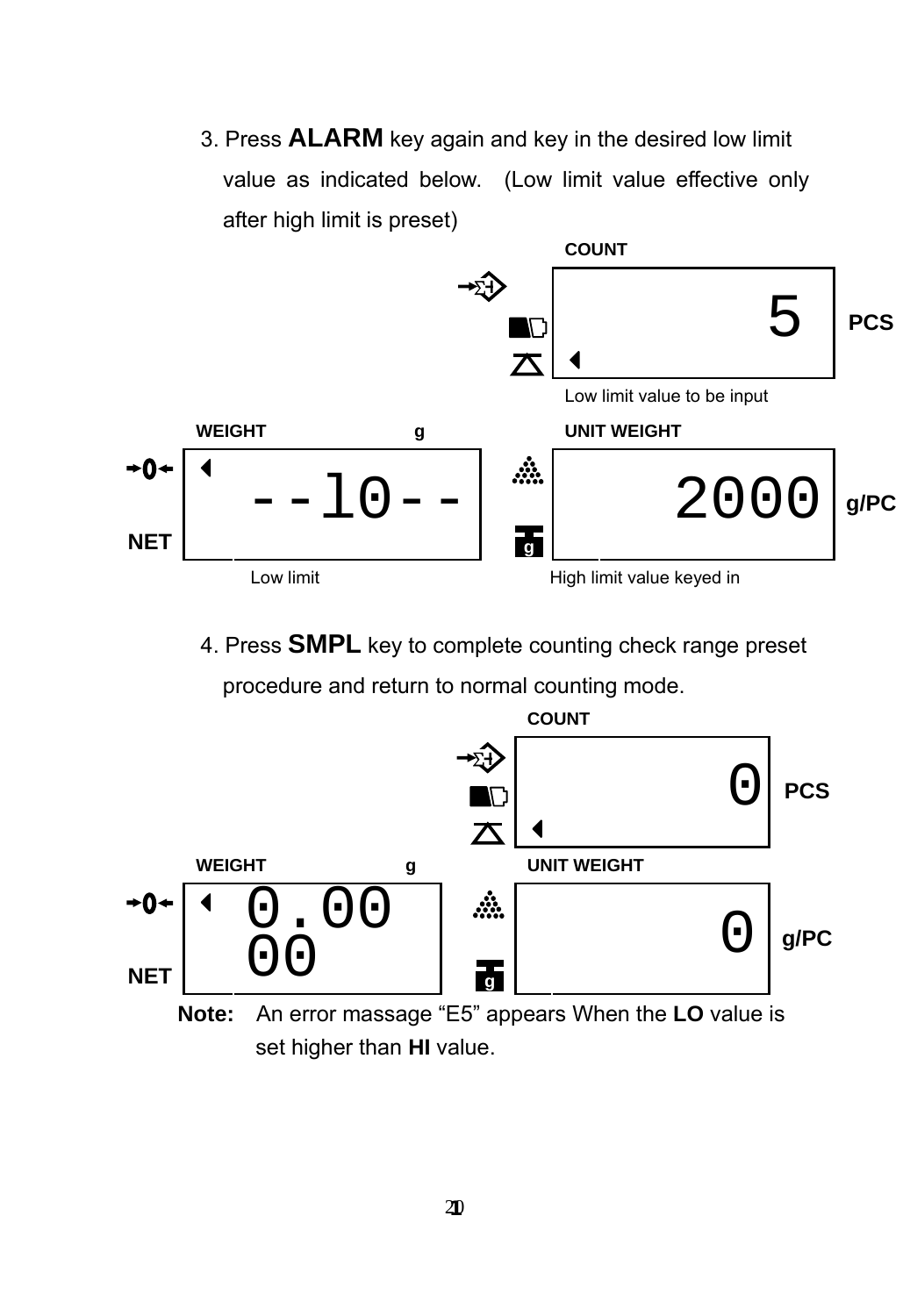3. Press **ALARM** key again and key in the desired low limit value as indicated below. (Low limit value effective only after high limit is preset)

COUNT

5 PCS

Low limit value to be input

WEIGHT g

--lo--

NET

Low limit

UNIT WEIGHT

2000 g/PC

High limit value keyed in

4. Press **SMPL** key to complete counting check range preset procedure and return to normal counting mode.

COUNT

0 PCS

WEIGHT g

0.00 00

NET

UNIT WEIGHT

0 g/PC

**Note:** An error massage “E5” appears When the **LO** value is set higher than **HI** value.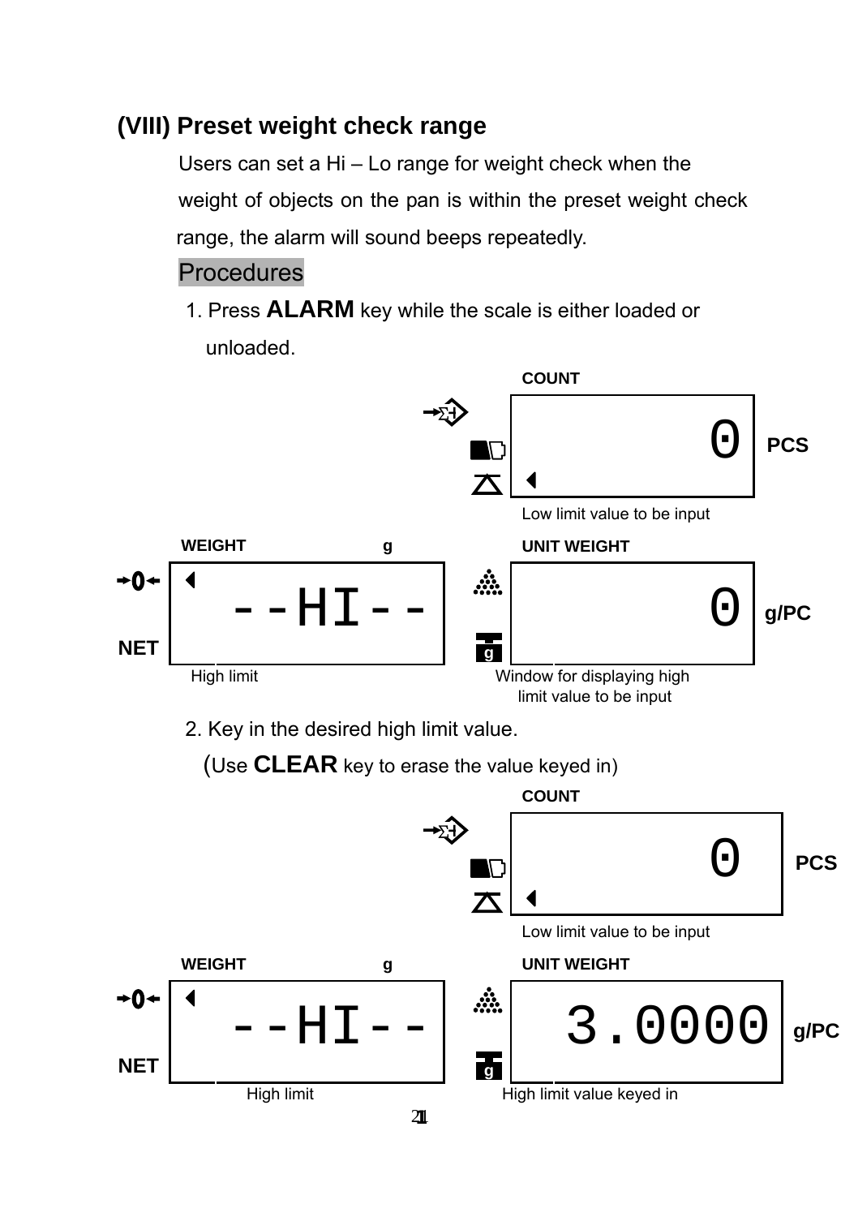## (VIII) Preset weight check range

Users can set a Hi – Lo range for weight check when the weight of objects on the pan is within the preset weight check range, the alarm will sound beeps repeatedly.

Procedures

1. Press **ALARM** key while the scale is either loaded or unloaded.

COUNT

0 PCS

Low limit value to be input

WEIGHT g

--HI--

NET

High limit

UNIT WEIGHT

0 g/PC

Window for displaying high limit value to be input

2. Key in the desired high limit value.
   (Use **CLEAR** key to erase the value keyed in)

COUNT

0 PCS

Low limit value to be input

WEIGHT g

--HI--

NET

High limit

UNIT WEIGHT

3.0000 g/PC

High limit value keyed in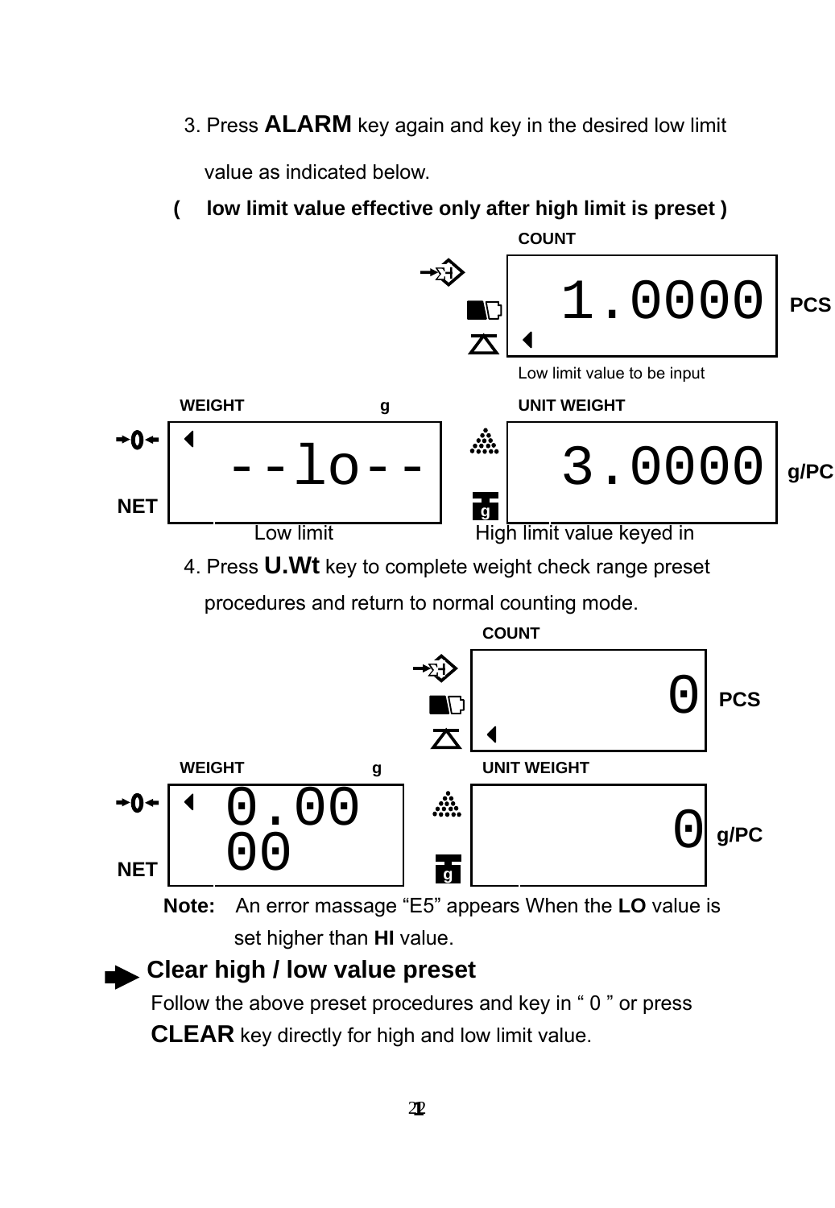3. Press **ALARM** key again and key in the desired low limit value as indicated below.

**( low limit value effective only after high limit is preset )**

COUNT

1.0000 PCS

Low limit value to be input

WEIGHT g

--lo--

NET

UNIT WEIGHT

3.0000 g/PC

Low limit

High limit value keyed in

4. Press **U.Wt** key to complete weight check range preset procedures and return to normal counting mode.

COUNT

0 PCS

WEIGHT g

0.0000

NET

UNIT WEIGHT

0 g/PC

**Note:** An error massage “E5” appears When the **LO** value is set higher than **HI** value.

## Clear high / low value preset

Follow the above preset procedures and key in “ 0 ” or press **CLEAR** key directly for high and low limit value.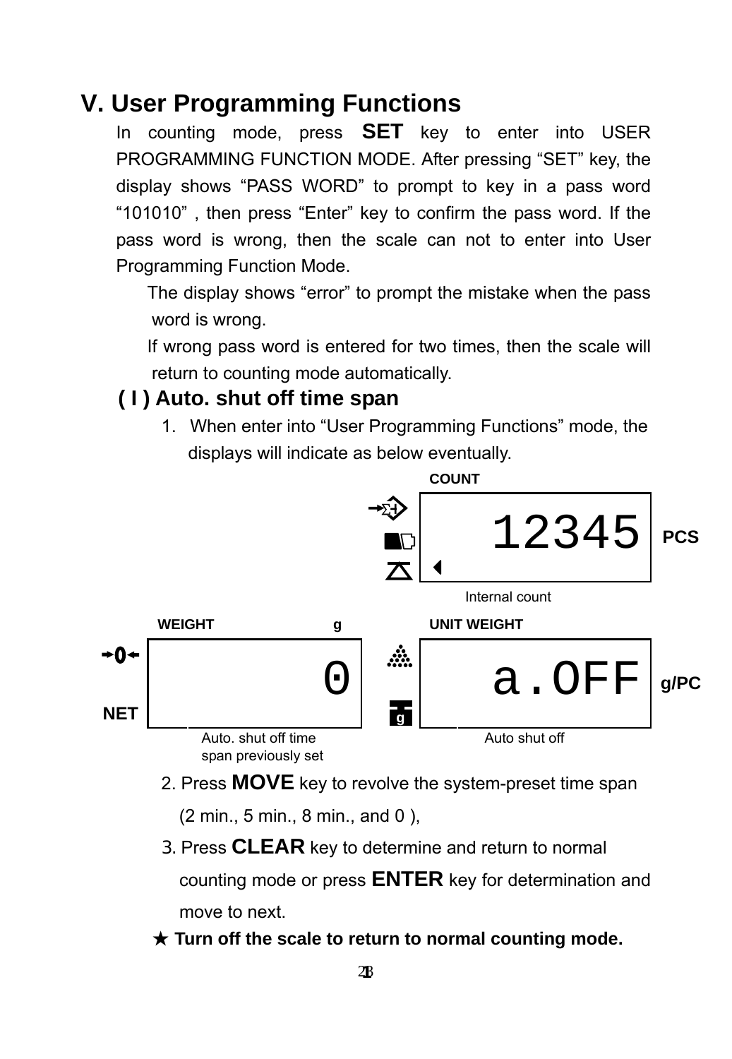# V. User Programming Functions

In counting mode, press **SET** key to enter into USER PROGRAMMING FUNCTION MODE. After pressing “SET” key, the display shows “PASS WORD” to prompt to key in a pass word “101010” , then press “Enter” key to confirm the pass word. If the pass word is wrong, then the scale can not to enter into User Programming Function Mode.

The display shows “error” to prompt the mistake when the pass word is wrong.

If wrong pass word is entered for two times, then the scale will return to counting mode automatically.

## ( I ) Auto. shut off time span

1. When enter into “User Programming Functions” mode, the displays will indicate as below eventually.

COUNT

12345 PCS

Internal count

WEIGHT g

0

NET

Auto. shut off time span previously set

UNIT WEIGHT

a.OFF g/PC

Auto shut off

2. Press **MOVE** key to revolve the system-preset time span (2 min., 5 min., 8 min., and 0 ),

3. Press **CLEAR** key to determine and return to normal counting mode or press **ENTER** key for determination and move to next.

★ **Turn off the scale to return to normal counting mode.**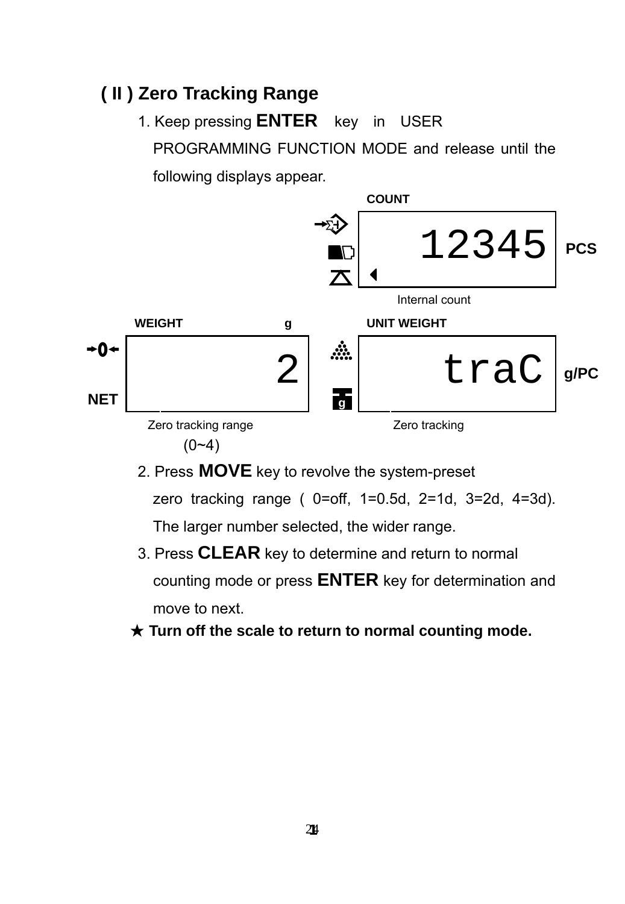## ( II ) Zero Tracking Range

1. Keep pressing **ENTER** key in USER PROGRAMMING FUNCTION MODE and release until the following displays appear.

COUNT

12345 PCS

Internal count

WEIGHT g

2

Zero tracking range (0~4)

UNIT WEIGHT

traC g/PC

Zero tracking

2. Press **MOVE** key to revolve the system-preset zero tracking range ( 0=off, 1=0.5d, 2=1d, 3=2d, 4=3d). The larger number selected, the wider range.
3. Press **CLEAR** key to determine and return to normal counting mode or press **ENTER** key for determination and move to next.

★ **Turn off the scale to return to normal counting mode.**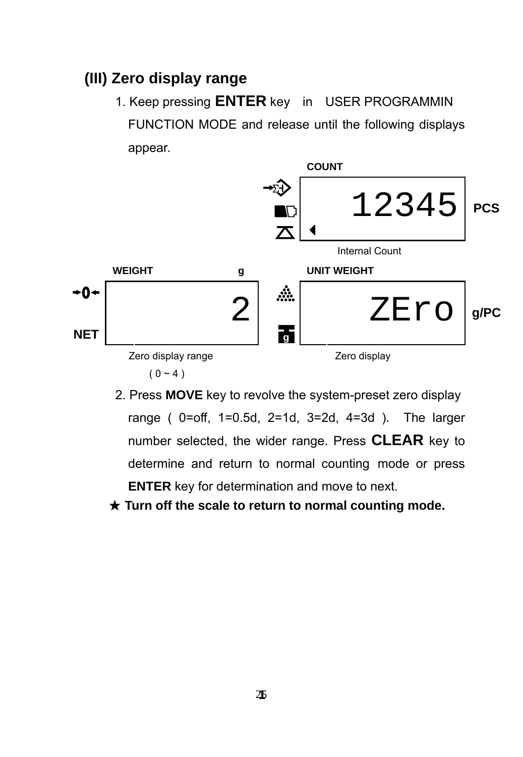### (III) Zero display range

1. Keep pressing **ENTER** key in USER PROGRAMMIN FUNCTION MODE and release until the following displays appear.

COUNT

12345 PCS

Internal Count

WEIGHT g

2

NET

Zero display range

( 0 ~ 4 )

UNIT WEIGHT

ZEro g/PC

Zero display

2. Press **MOVE** key to revolve the system-preset zero display range ( 0=off, 1=0.5d, 2=1d, 3=2d, 4=3d ). The larger number selected, the wider range. Press **CLEAR** key to determine and return to normal counting mode or press **ENTER** key for determination and move to next.

★ **Turn off the scale to return to normal counting mode.**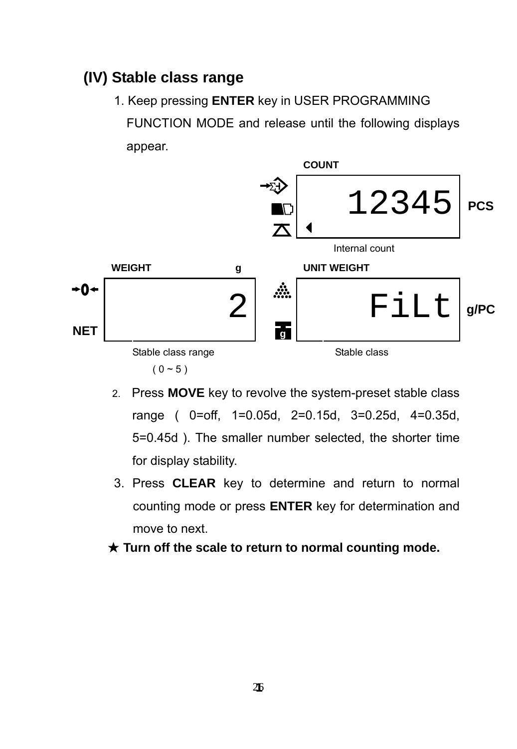## (IV) Stable class range

1. Keep pressing **ENTER** key in USER PROGRAMMING FUNCTION MODE and release until the following displays appear.

COUNT

12345 PCS

Internal count

WEIGHT g

2

Stable class range
( 0 ~ 5 )

UNIT WEIGHT

FiLt g/PC

Stable class

2. Press **MOVE** key to revolve the system-preset stable class range ( 0=off, 1=0.05d, 2=0.15d, 3=0.25d, 4=0.35d, 5=0.45d ). The smaller number selected, the shorter time for display stability.
3. Press **CLEAR** key to determine and return to normal counting mode or press **ENTER** key for determination and move to next.

★ **Turn off the scale to return to normal counting mode.**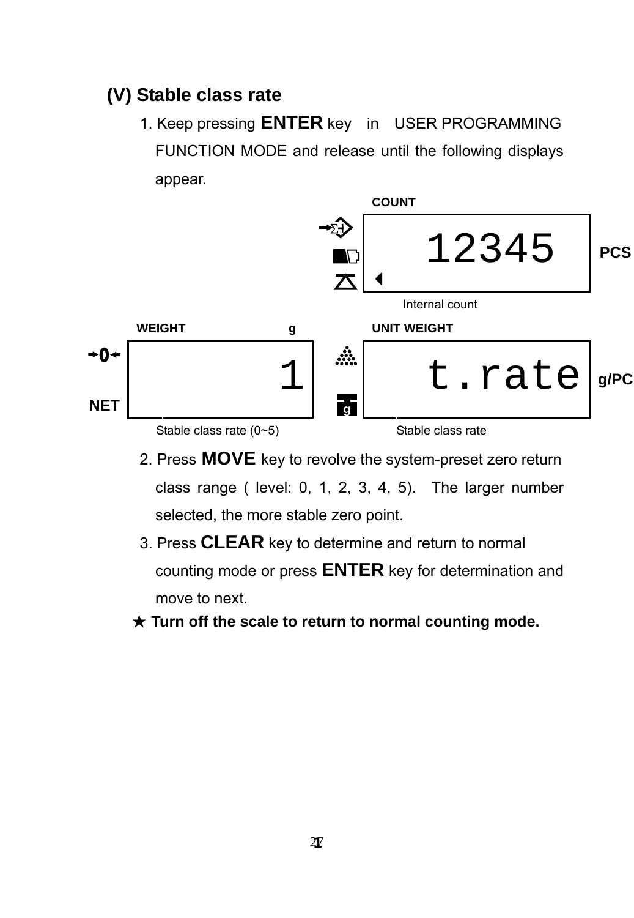### (V) Stable class rate

1. Keep pressing **ENTER** key in USER PROGRAMMING FUNCTION MODE and release until the following displays appear.

COUNT

12345 PCS

Internal count

WEIGHT g

1

NET

Stable class rate (0~5)

UNIT WEIGHT

t.rate g/PC

Stable class rate

2. Press **MOVE** key to revolve the system-preset zero return class range ( level: 0, 1, 2, 3, 4, 5). The larger number selected, the more stable zero point.
3. Press **CLEAR** key to determine and return to normal counting mode or press **ENTER** key for determination and move to next.

★ **Turn off the scale to return to normal counting mode.**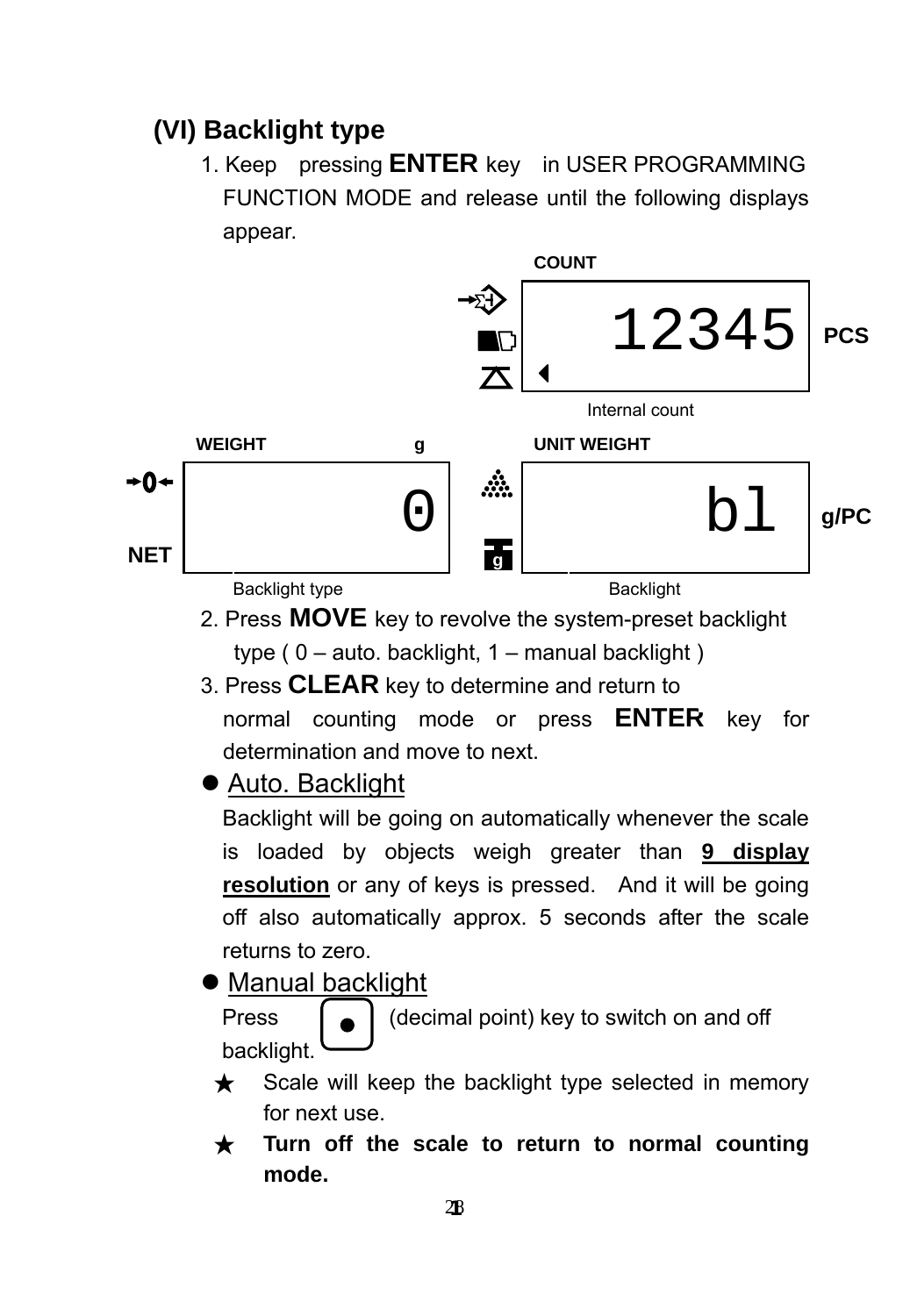## (VI) Backlight type

1. Keep pressing **ENTER** key in USER PROGRAMMING FUNCTION MODE and release until the following displays appear.

COUNT

12345 PCS

Internal count

WEIGHT g | UNIT WEIGHT

0 | bl g/PC

NET

Backlight type | Backlight

2. Press **MOVE** key to revolve the system-preset backlight type ( 0 – auto. backlight, 1 – manual backlight )
3. Press **CLEAR** key to determine and return to normal counting mode or press **ENTER** key for determination and move to next.

- Auto. Backlight

  Backlight will be going on automatically whenever the scale is loaded by objects weigh greater than **9 display resolution** or any of keys is pressed. And it will be going off also automatically approx. 5 seconds after the scale returns to zero.

- Manual backlight

  Press ● (decimal point) key to switch on and off backlight.

★ Scale will keep the backlight type selected in memory for next use.

★ **Turn off the scale to return to normal counting mode.**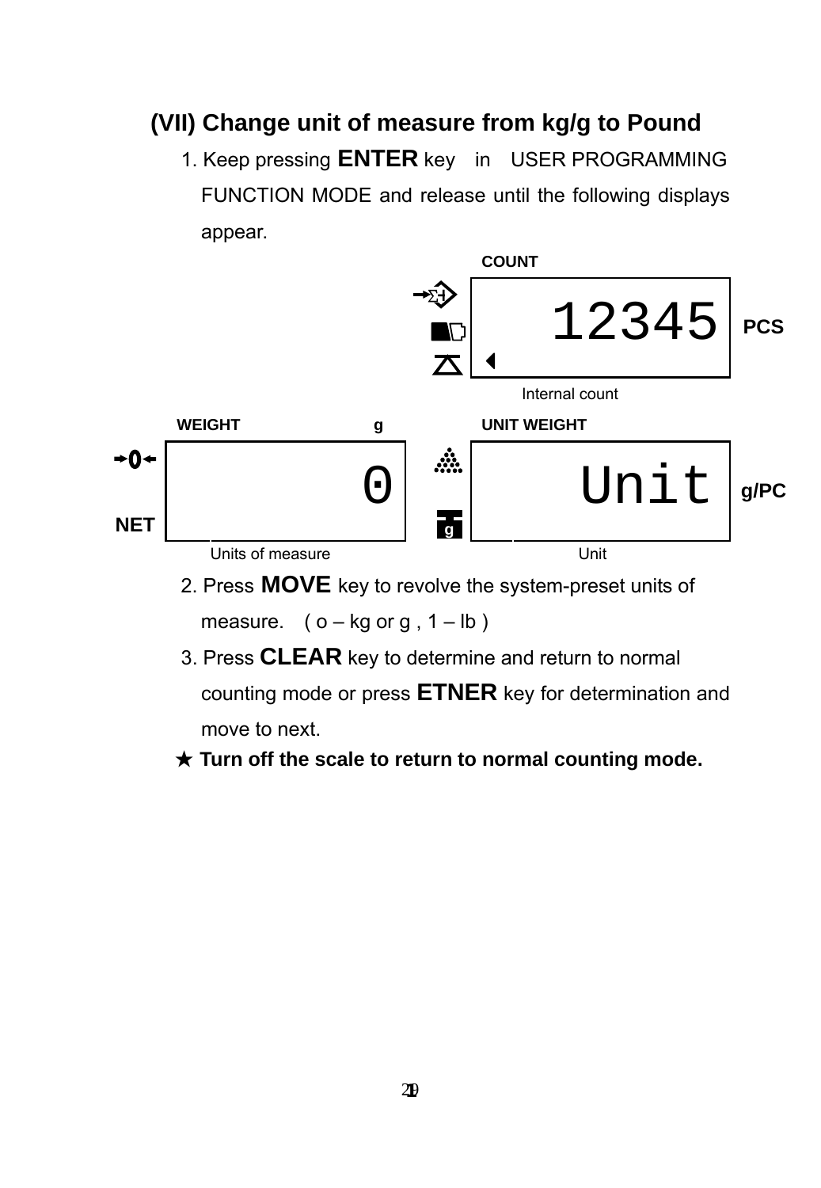### (VII) Change unit of measure from kg/g to Pound

1. Keep pressing **ENTER** key in USER PROGRAMMING FUNCTION MODE and release until the following displays appear.

COUNT

12345 PCS

Internal count

WEIGHT g

0

NET

Units of measure

UNIT WEIGHT

Unit g/PC

Unit

2. Press **MOVE** key to revolve the system-preset units of measure. ( o – kg or g , 1 – lb )
3. Press **CLEAR** key to determine and return to normal counting mode or press **ETNER** key for determination and move to next.

★ **Turn off the scale to return to normal counting mode.**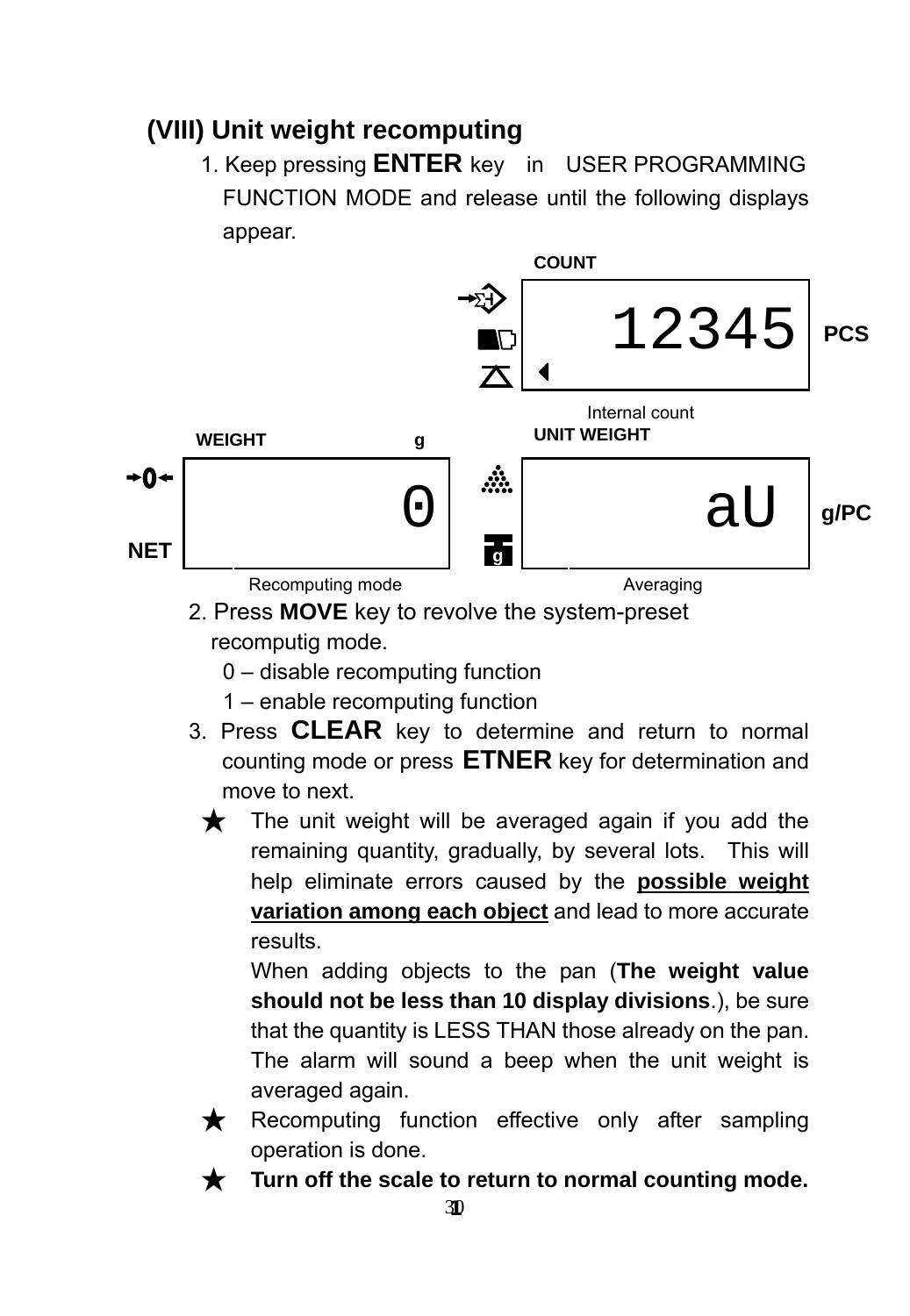## (VIII) Unit weight recomputing

1. Keep pressing **ENTER** key in USER PROGRAMMING FUNCTION MODE and release until the following displays appear.

COUNT

12345 PCS

Internal count

WEIGHT g

0

NET

Recomputing mode

UNIT WEIGHT

aU g/PC

Averaging

2. Press **MOVE** key to revolve the system-preset recomputig mode.
   - 0 – disable recomputing function
   - 1 – enable recomputing function
3. Press **CLEAR** key to determine and return to normal counting mode or press **ETNER** key for determination and move to next.

★ The unit weight will be averaged again if you add the remaining quantity, gradually, by several lots. This will help eliminate errors caused by the **possible weight variation among each object** and lead to more accurate results.

When adding objects to the pan (**The weight value should not be less than 10 display divisions**.), be sure that the quantity is LESS THAN those already on the pan. The alarm will sound a beep when the unit weight is averaged again.

★ Recomputing function effective only after sampling operation is done.

★ **Turn off the scale to return to normal counting mode.**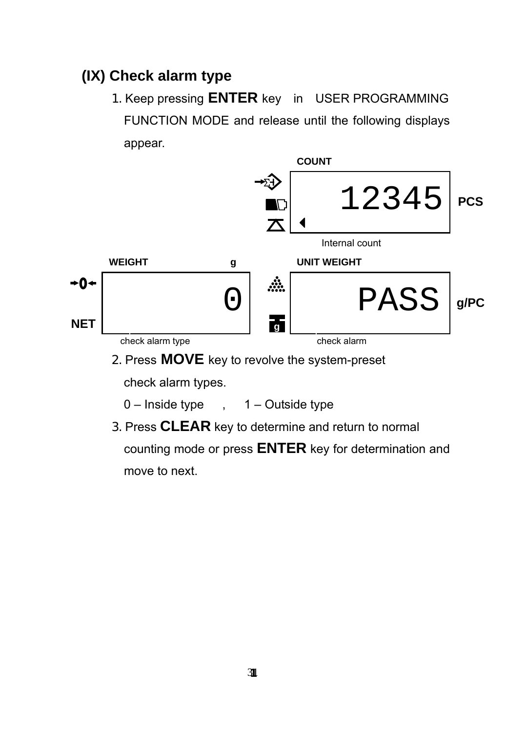## (IX) Check alarm type

1. Keep pressing **ENTER** key in USER PROGRAMMING FUNCTION MODE and release until the following displays appear.

COUNT

12345 PCS

Internal count

WEIGHT g

0

NET

check alarm type

UNIT WEIGHT

PASS g/PC

check alarm

2. Press **MOVE** key to revolve the system-preset check alarm types.

   0 – Inside type , 1 – Outside type

3. Press **CLEAR** key to determine and return to normal counting mode or press **ENTER** key for determination and move to next.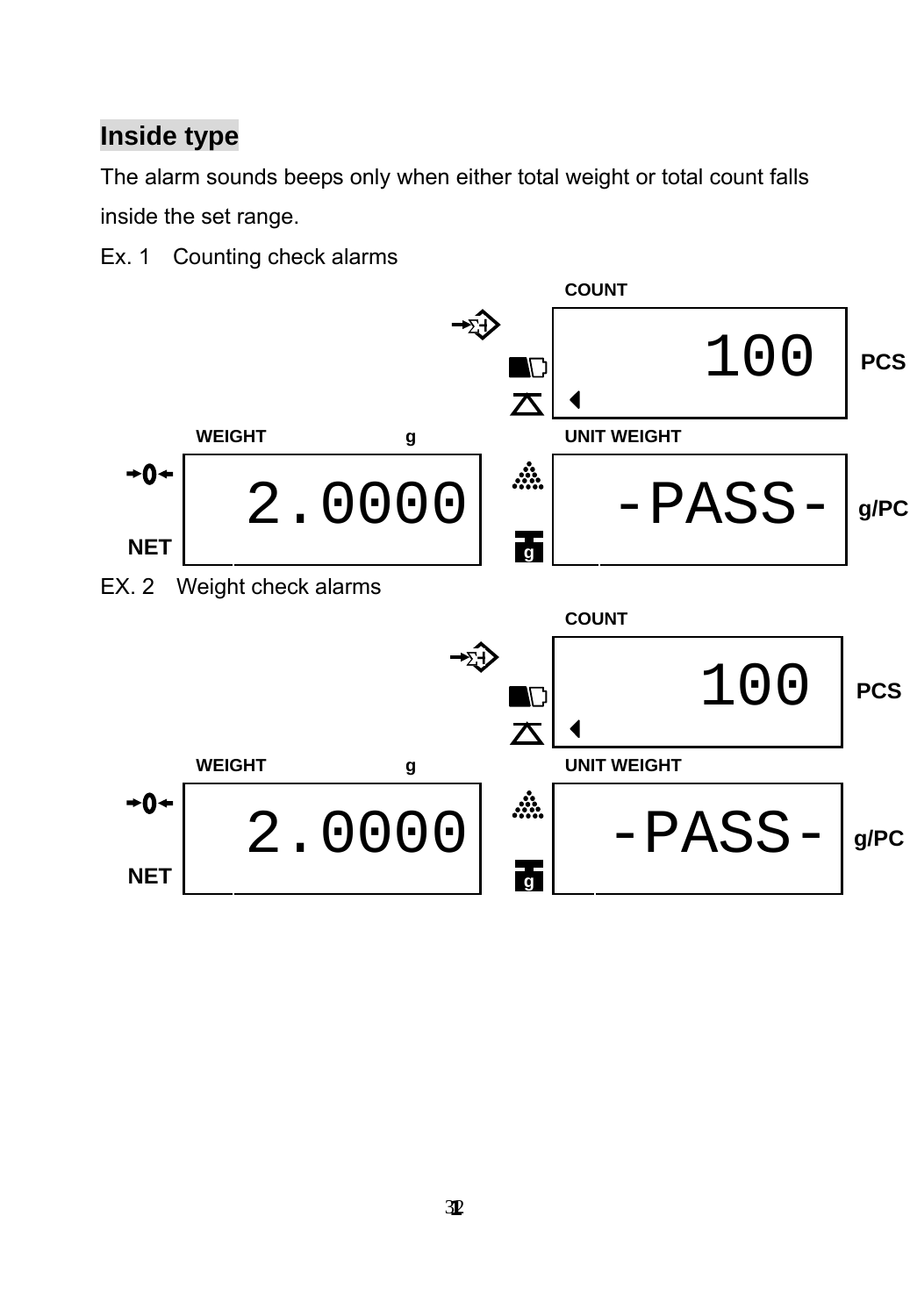## Inside type

The alarm sounds beeps only when either total weight or total count falls inside the set range.

Ex. 1 Counting check alarms

COUNT

100 PCS

WEIGHT g

UNIT WEIGHT

NET 2.0000

-PASS- g/PC

EX. 2 Weight check alarms

COUNT

100 PCS

WEIGHT g

UNIT WEIGHT

NET 2.0000

-PASS- g/PC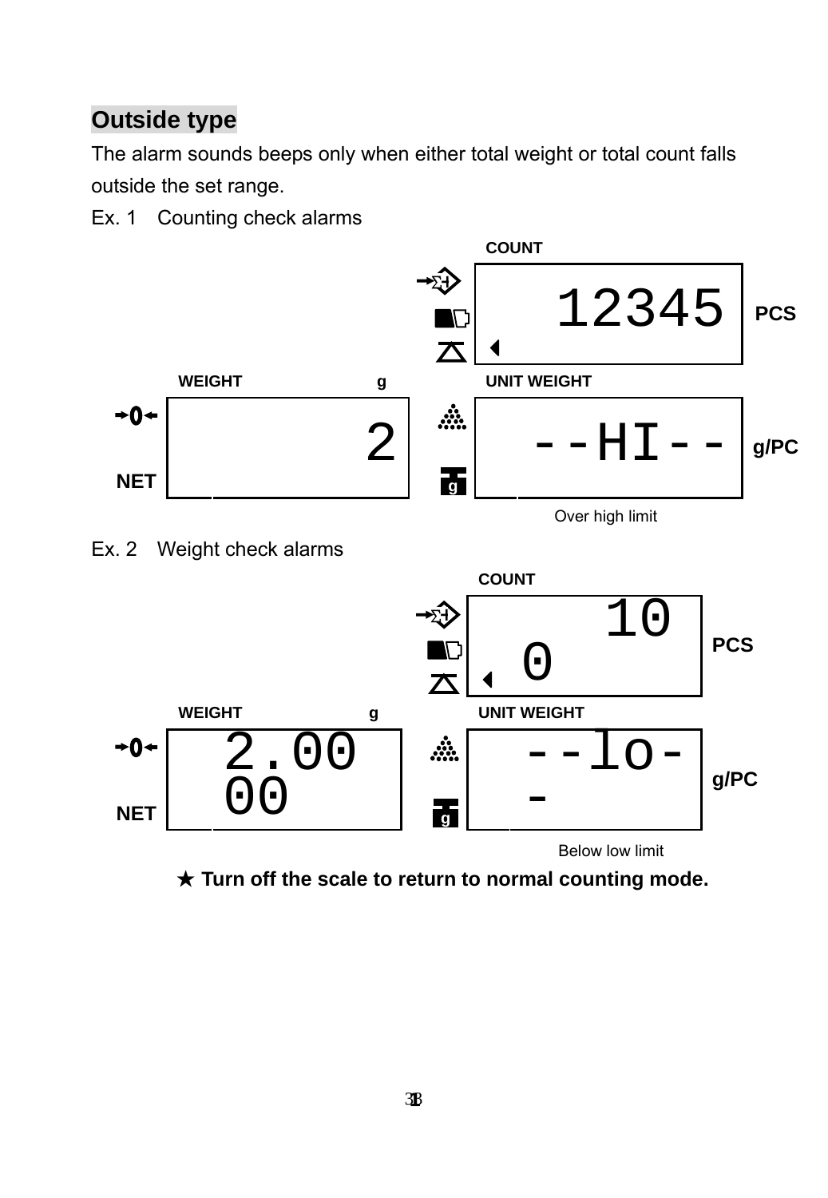## Outside type

The alarm sounds beeps only when either total weight or total count falls outside the set range.

Ex. 1　Counting check alarms

COUNT

12345 PCS

WEIGHT g

NET 2

UNIT WEIGHT

--HI-- g/PC

Over high limit

Ex. 2　Weight check alarms

COUNT

10
0 PCS

WEIGHT g

NET 2.00
00

UNIT WEIGHT

--lo-
- g/PC

Below low limit

★ **Turn off the scale to return to normal counting mode.**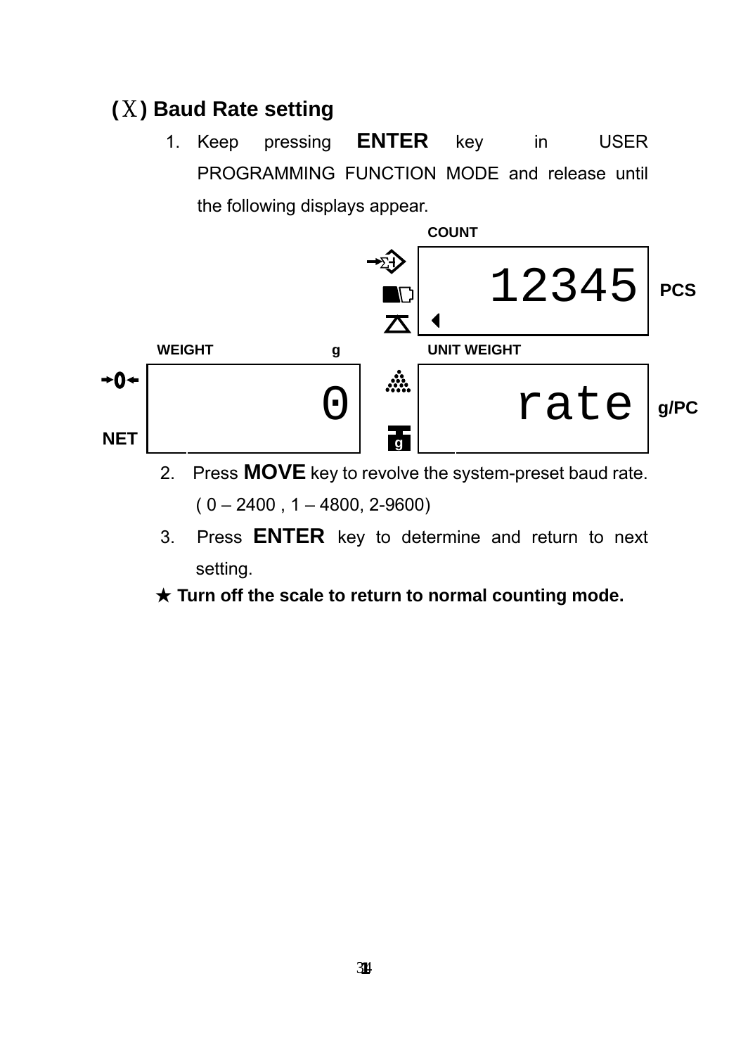## (Ⅹ) Baud Rate setting

1. Keep pressing **ENTER** key in USER PROGRAMMING FUNCTION MODE and release until the following displays appear.

COUNT

12345 PCS

WEIGHT g

UNIT WEIGHT

NET 0

rate g/PC

2. Press **MOVE** key to revolve the system-preset baud rate. ( 0 – 2400 , 1 – 4800, 2-9600)
3. Press **ENTER** key to determine and return to next setting.

**★ Turn off the scale to return to normal counting mode.**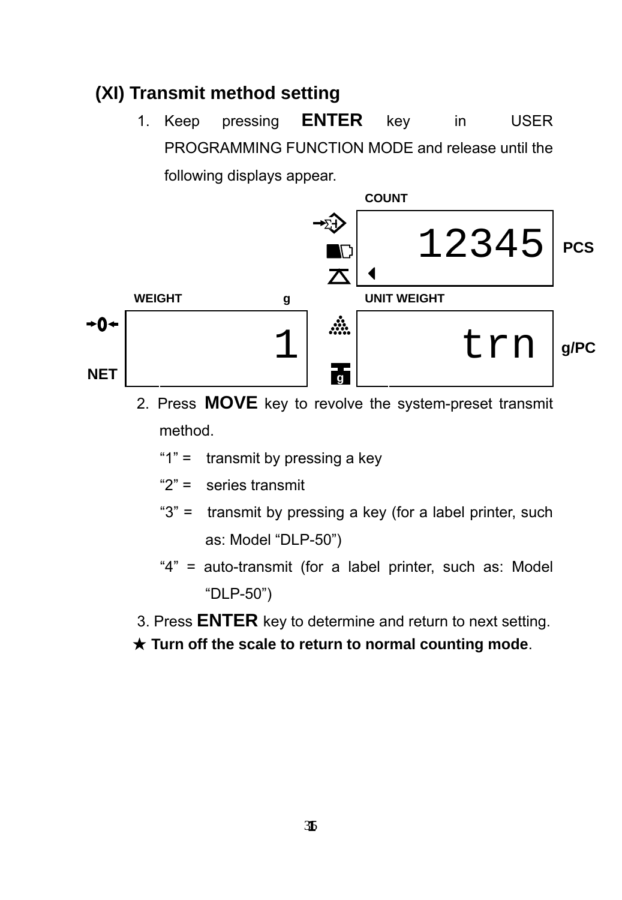## (XI) Transmit method setting

1. Keep pressing **ENTER** key in USER PROGRAMMING FUNCTION MODE and release until the following displays appear.

COUNT

12345 PCS

WEIGHT g

UNIT WEIGHT

NET

1

trn g/PC

2. Press **MOVE** key to revolve the system-preset transmit method.

   "1" = transmit by pressing a key

   "2" = series transmit

   "3" = transmit by pressing a key (for a label printer, such as: Model "DLP-50")

   "4" = auto-transmit (for a label printer, such as: Model "DLP-50")

3. Press **ENTER** key to determine and return to next setting.

★ **Turn off the scale to return to normal counting mode**.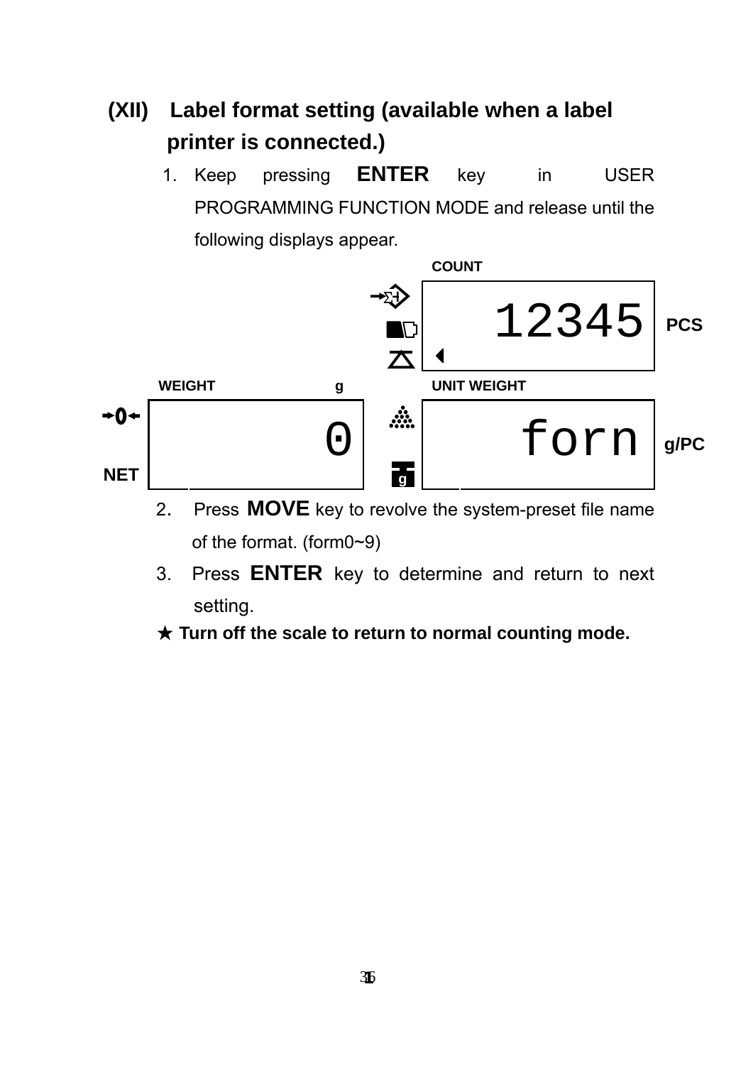## (XII) Label format setting (available when a label printer is connected.)

1. Keep pressing **ENTER** key in USER PROGRAMMING FUNCTION MODE and release until the following displays appear.

COUNT: 12345 PCS

WEIGHT g: 0

UNIT WEIGHT: forn g/PC

NET

2. Press **MOVE** key to revolve the system-preset file name of the format. (form0~9)
3. Press **ENTER** key to determine and return to next setting.

★ **Turn off the scale to return to normal counting mode.**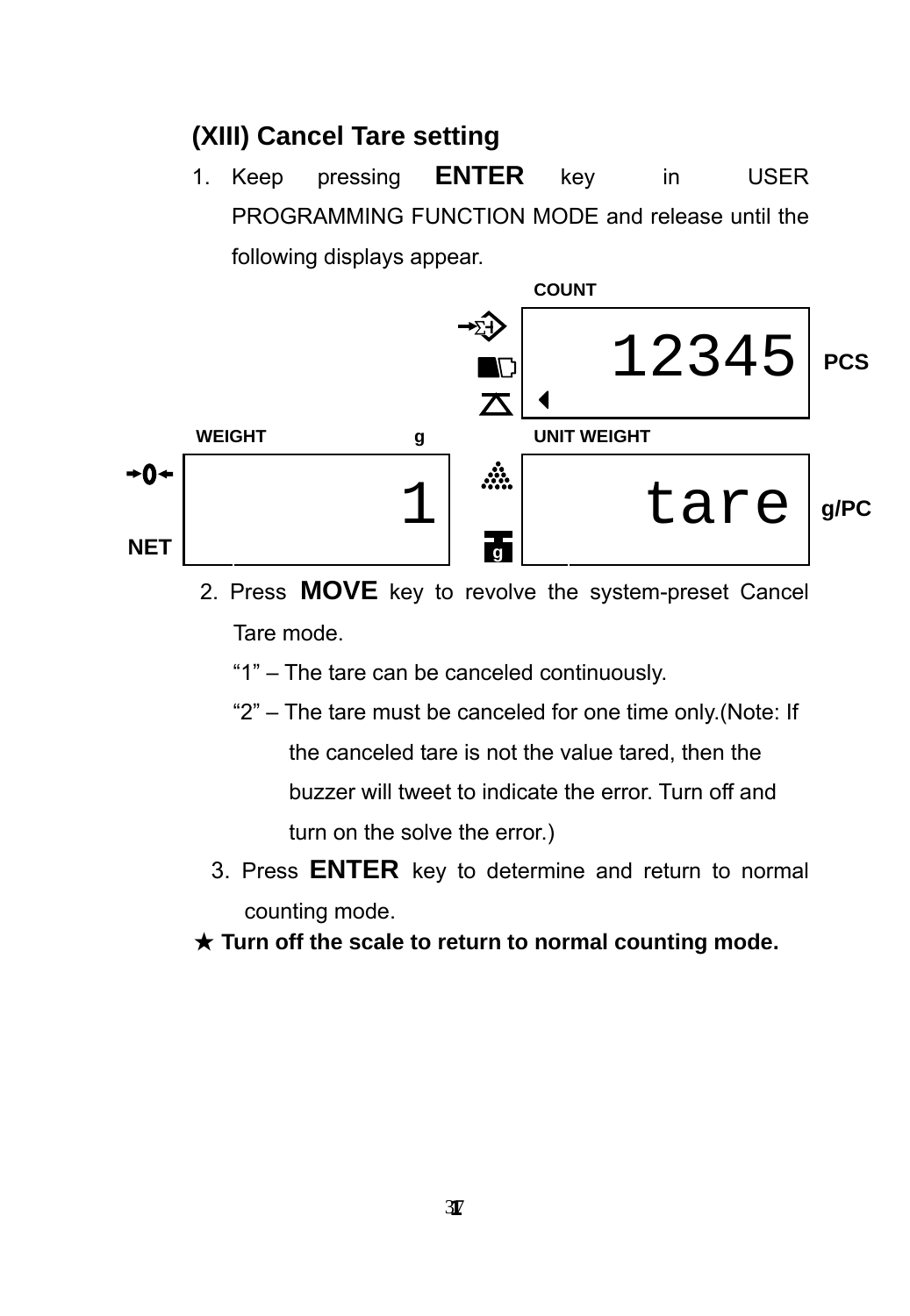### (XIII) Cancel Tare setting

1. Keep pressing **ENTER** key in USER PROGRAMMING FUNCTION MODE and release until the following displays appear.

COUNT

12345 PCS

WEIGHT g

1

NET

UNIT WEIGHT

tare g/PC

2. Press **MOVE** key to revolve the system-preset Cancel Tare mode.

   "1" – The tare can be canceled continuously.

   "2" – The tare must be canceled for one time only.(Note: If the canceled tare is not the value tared, then the buzzer will tweet to indicate the error. Turn off and turn on the solve the error.)

3. Press **ENTER** key to determine and return to normal counting mode.

★ **Turn off the scale to return to normal counting mode.**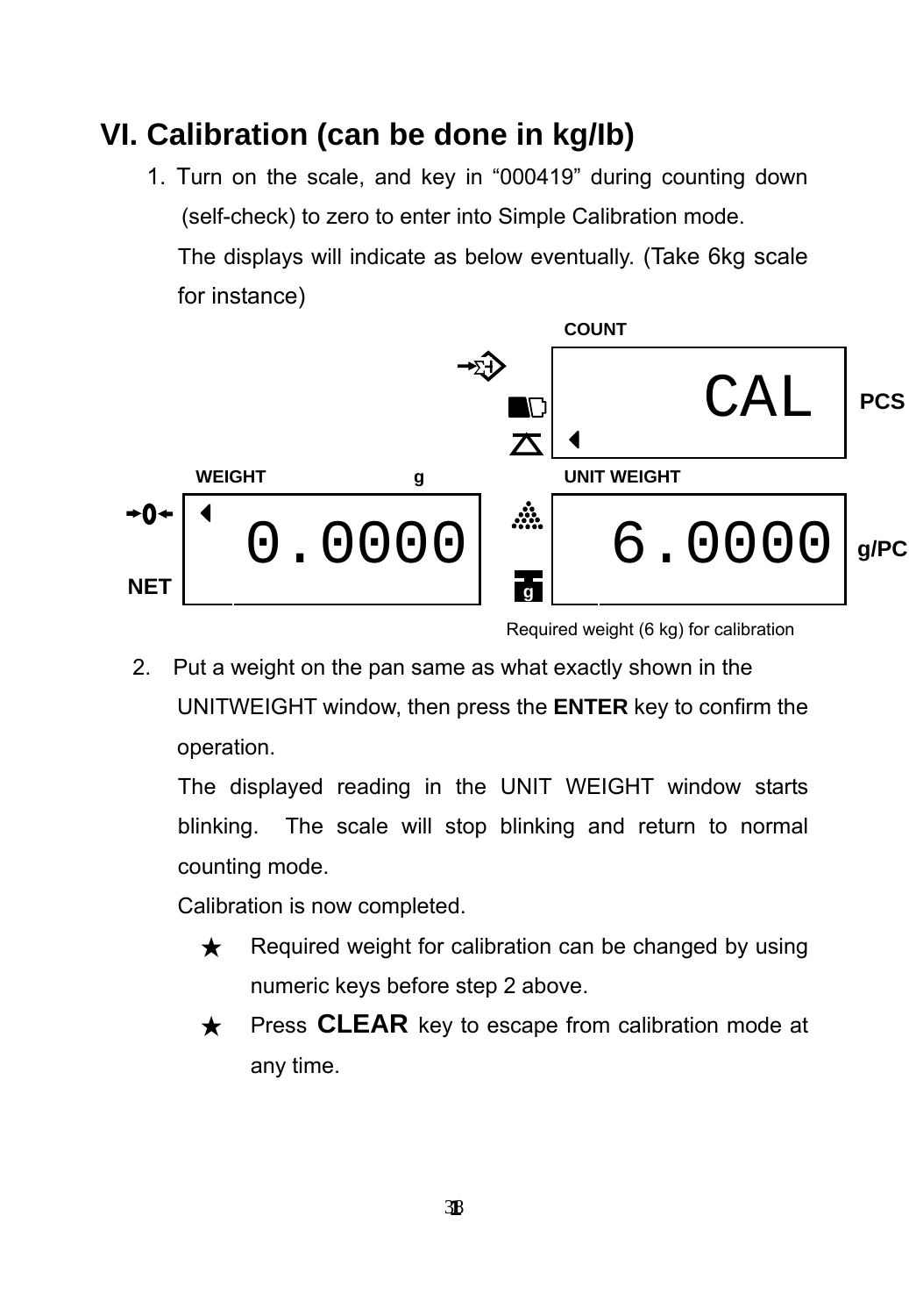# VI. Calibration (can be done in kg/Ib)

1. Turn on the scale, and key in "000419" during counting down (self-check) to zero to enter into Simple Calibration mode.

   The displays will indicate as below eventually. (Take 6kg scale for instance)

   COUNT

   CAL PCS

   WEIGHT g UNIT WEIGHT

   NET 0.0000 6.0000 g/PC

   Required weight (6 kg) for calibration

2. Put a weight on the pan same as what exactly shown in the UNITWEIGHT window, then press the **ENTER** key to confirm the operation.

   The displayed reading in the UNIT WEIGHT window starts blinking. The scale will stop blinking and return to normal counting mode.

   Calibration is now completed.

   ★ Required weight for calibration can be changed by using numeric keys before step 2 above.

   ★ Press **CLEAR** key to escape from calibration mode at any time.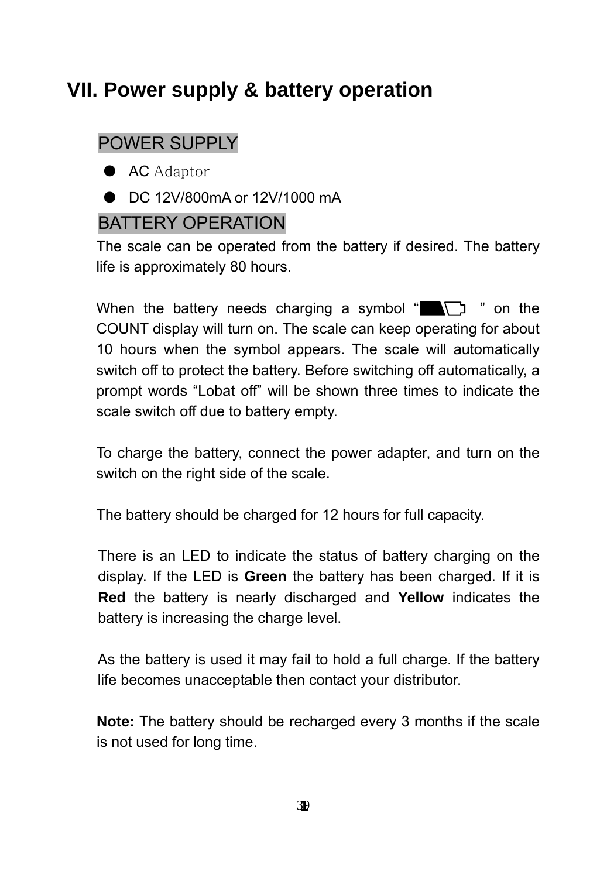# VII. Power supply & battery operation

## POWER SUPPLY

- AC Adaptor
- DC 12V/800mA or 12V/1000 mA

## BATTERY OPERATION

The scale can be operated from the battery if desired. The battery life is approximately 80 hours.

When the battery needs charging a symbol " " on the COUNT display will turn on. The scale can keep operating for about 10 hours when the symbol appears. The scale will automatically switch off to protect the battery. Before switching off automatically, a prompt words "Lobat off" will be shown three times to indicate the scale switch off due to battery empty.

To charge the battery, connect the power adapter, and turn on the switch on the right side of the scale.

The battery should be charged for 12 hours for full capacity.

There is an LED to indicate the status of battery charging on the display. If the LED is **Green** the battery has been charged. If it is **Red** the battery is nearly discharged and **Yellow** indicates the battery is increasing the charge level.

As the battery is used it may fail to hold a full charge. If the battery life becomes unacceptable then contact your distributor.

**Note:** The battery should be recharged every 3 months if the scale is not used for long time.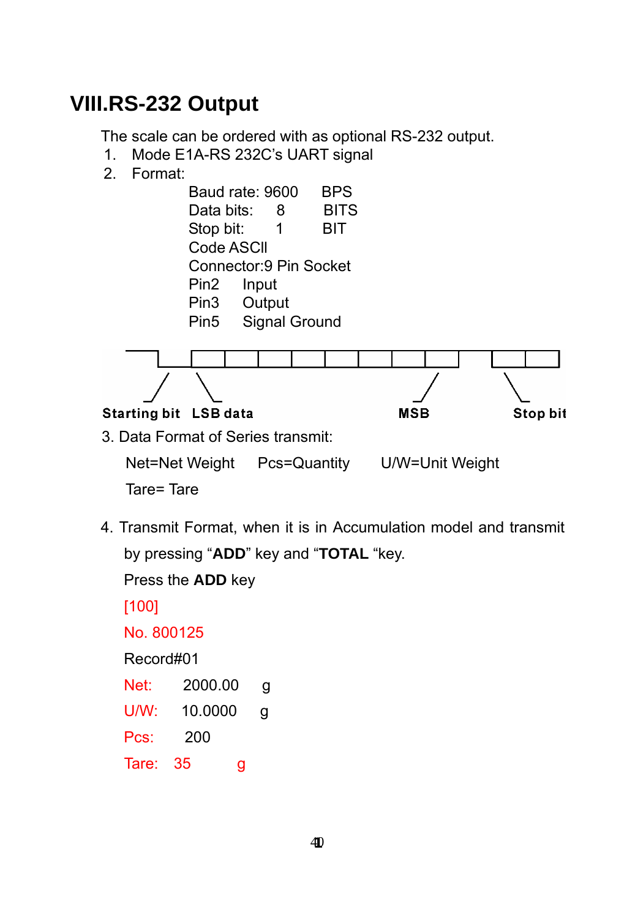# VIII.RS-232 Output

The scale can be ordered with as optional RS-232 output.

1. Mode E1A-RS 232C's UART signal
2. Format:

   Baud rate: 9600 BPS
   Data bits: 8 BITS
   Stop bit: 1 BIT
   Code ASCII
   Connector:9 Pin Socket
   Pin2 Input
   Pin3 Output
   Pin5 Signal Ground

Starting bit  LSB data  MSB  Stop bit

3. Data Format of Series transmit:

   Net=Net Weight  Pcs=Quantity  U/W=Unit Weight

   Tare= Tare

4. Transmit Format, when it is in Accumulation model and transmit by pressing "**ADD**" key and "**TOTAL** "key.

   Press the **ADD** key

   [100]

   No. 800125

   Record#01

   Net: 2000.00 g

   U/W: 10.0000 g

   Pcs: 200

   Tare: 35 g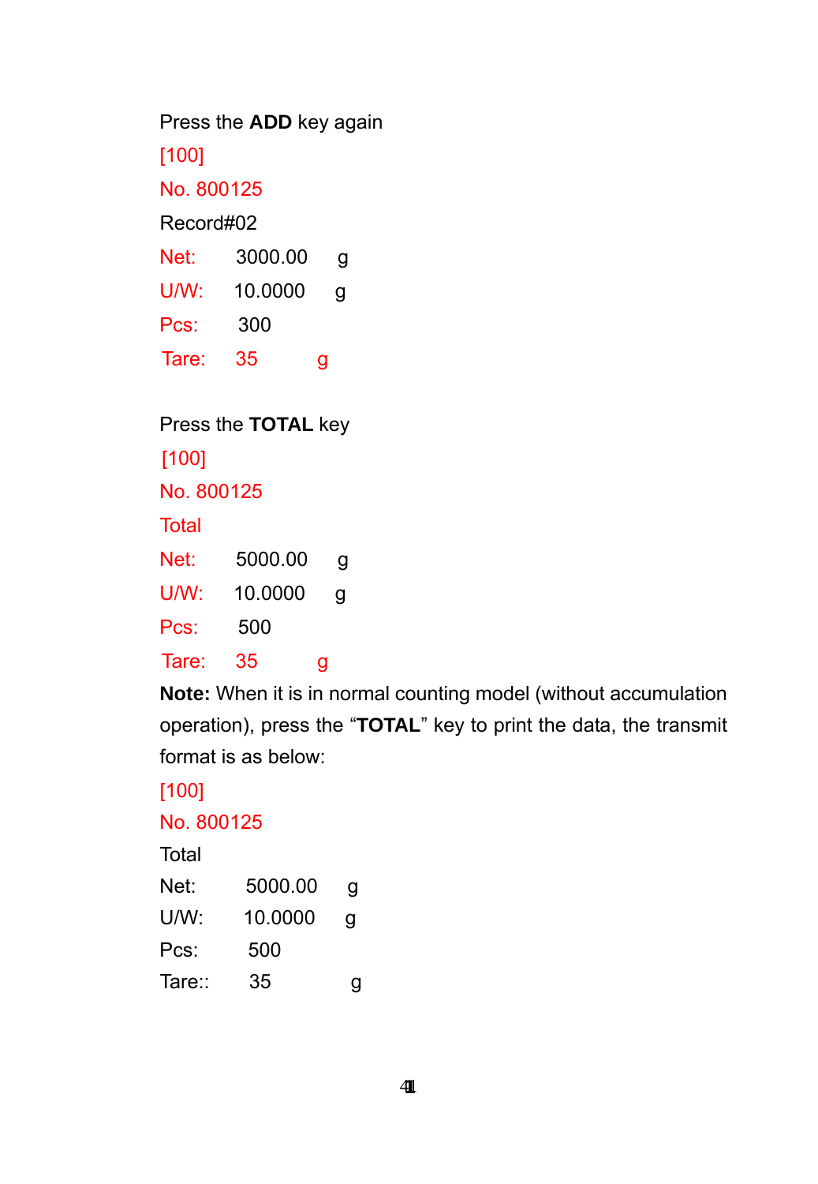Press the **ADD** key again

[100]

No. 800125

Record#02

Net: 3000.00 g

U/W: 10.0000 g

Pcs: 300

Tare: 35 g

Press the **TOTAL** key

[100]

No. 800125

Total

Net: 5000.00 g

U/W: 10.0000 g

Pcs: 500

Tare: 35 g

**Note:** When it is in normal counting model (without accumulation operation), press the "**TOTAL**" key to print the data, the transmit format is as below:

[100]

No. 800125

Total

Net: 5000.00 g

U/W: 10.0000 g

Pcs: 500

Tare:: 35 g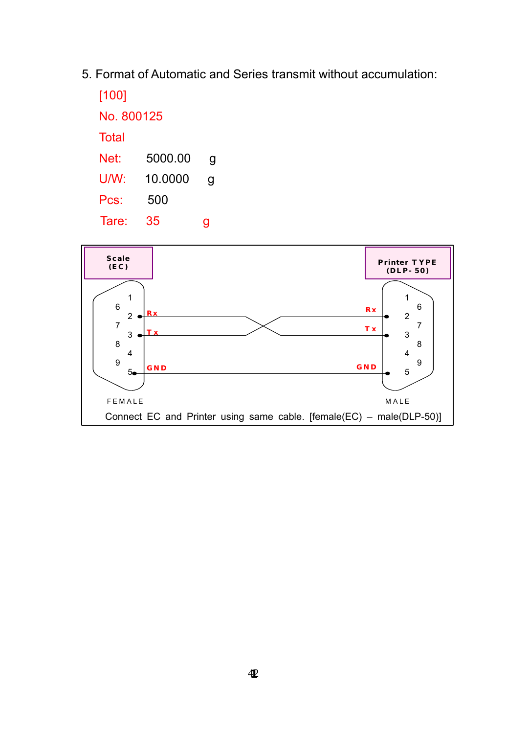5. Format of Automatic and Series transmit without accumulation:

[100]

No. 800125

Total

Net: 5000.00 g

U/W: 10.0000 g

Pcs: 500

Tare: 35 g

Scale (EC)

Printer TYPE (DLP- 50)

| Scale (EC) pin | Signal | | Signal | Printer (DLP-50) pin |
|---|---|---|---|---|
| 2 | Rx | ↔ | Tx | 3 |
| 3 | Tx | ↔ | Rx | 2 |
| 5 | GND | — | GND | 5 |

FEMALE

MALE

Connect EC and Printer using same cable. [female(EC) – male(DLP-50)]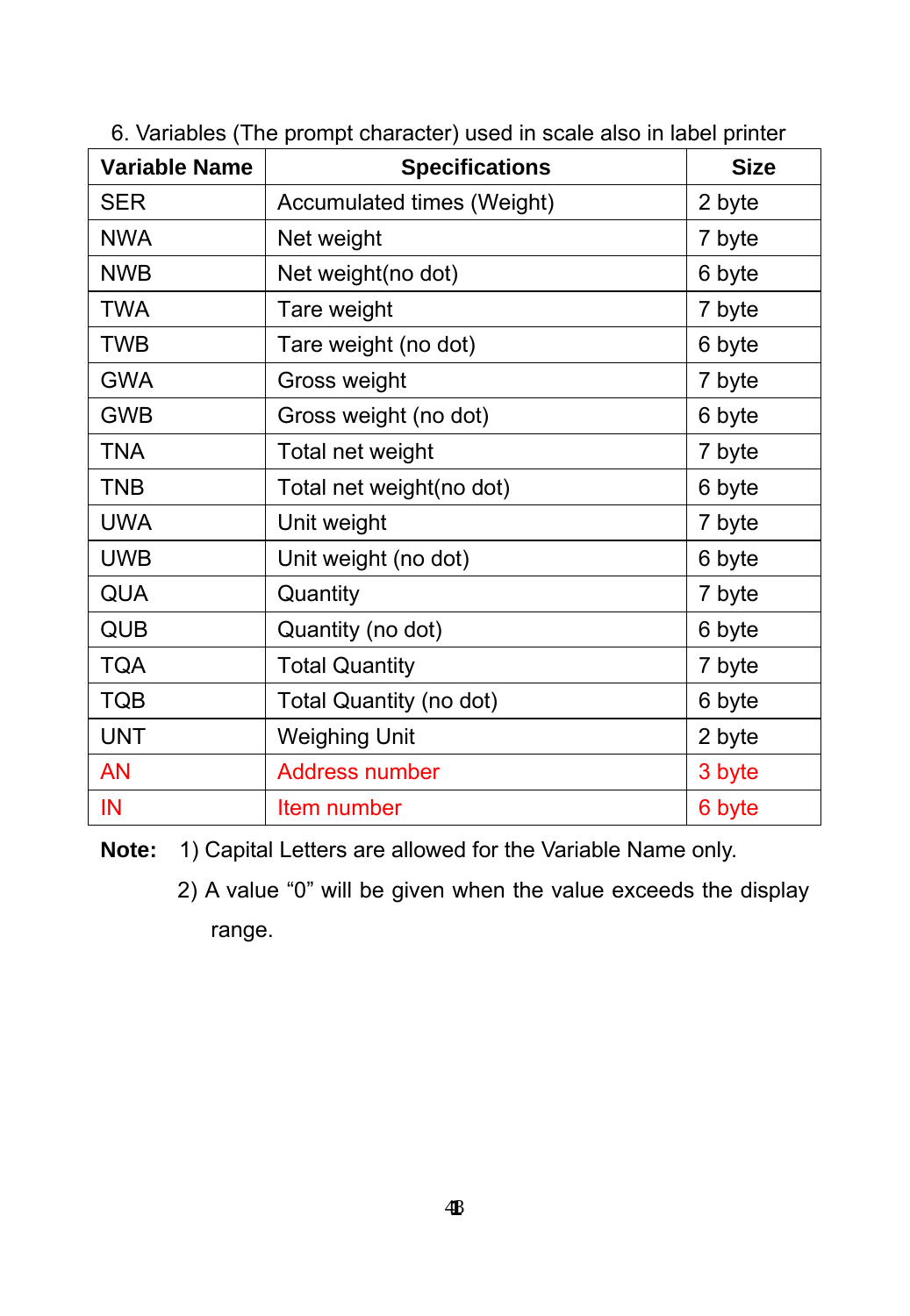6. Variables (The prompt character) used in scale also in label printer

| Variable Name | Specifications | Size |
|---|---|---|
| SER | Accumulated times (Weight) | 2 byte |
| NWA | Net weight | 7 byte |
| NWB | Net weight(no dot) | 6 byte |
| TWA | Tare weight | 7 byte |
| TWB | Tare weight (no dot) | 6 byte |
| GWA | Gross weight | 7 byte |
| GWB | Gross weight (no dot) | 6 byte |
| TNA | Total net weight | 7 byte |
| TNB | Total net weight(no dot) | 6 byte |
| UWA | Unit weight | 7 byte |
| UWB | Unit weight (no dot) | 6 byte |
| QUA | Quantity | 7 byte |
| QUB | Quantity (no dot) | 6 byte |
| TQA | Total Quantity | 7 byte |
| TQB | Total Quantity (no dot) | 6 byte |
| UNT | Weighing Unit | 2 byte |
| AN | Address number | 3 byte |
| IN | Item number | 6 byte |

**Note:** 1) Capital Letters are allowed for the Variable Name only.

2) A value "0" will be given when the value exceeds the display range.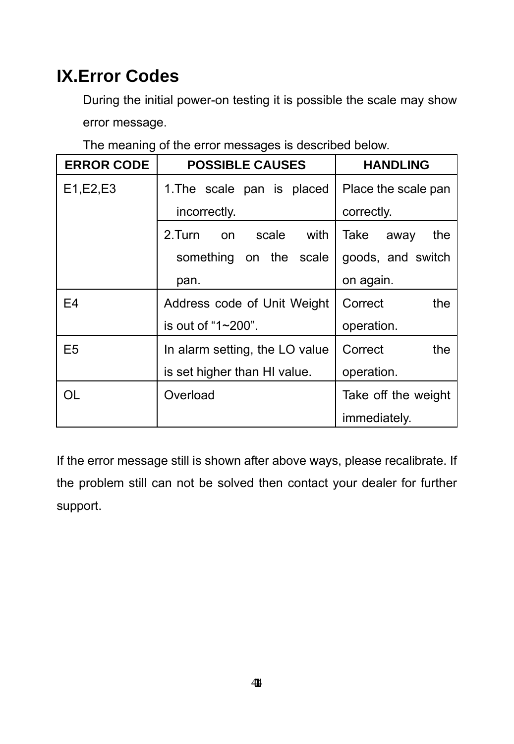# IX.Error Codes

During the initial power-on testing it is possible the scale may show error message.

The meaning of the error messages is described below.

| ERROR CODE | POSSIBLE CAUSES | HANDLING |
|---|---|---|
| E1,E2,E3 | 1.The scale pan is placed incorrectly. | Place the scale pan correctly. |
| | 2.Turn on scale with something on the scale pan. | Take away the goods, and switch on again. |
| E4 | Address code of Unit Weight is out of “1~200”. | Correct the operation. |
| E5 | In alarm setting, the LO value is set higher than HI value. | Correct the operation. |
| OL | Overload | Take off the weight immediately. |

If the error message still is shown after above ways, please recalibrate. If the problem still can not be solved then contact your dealer for further support.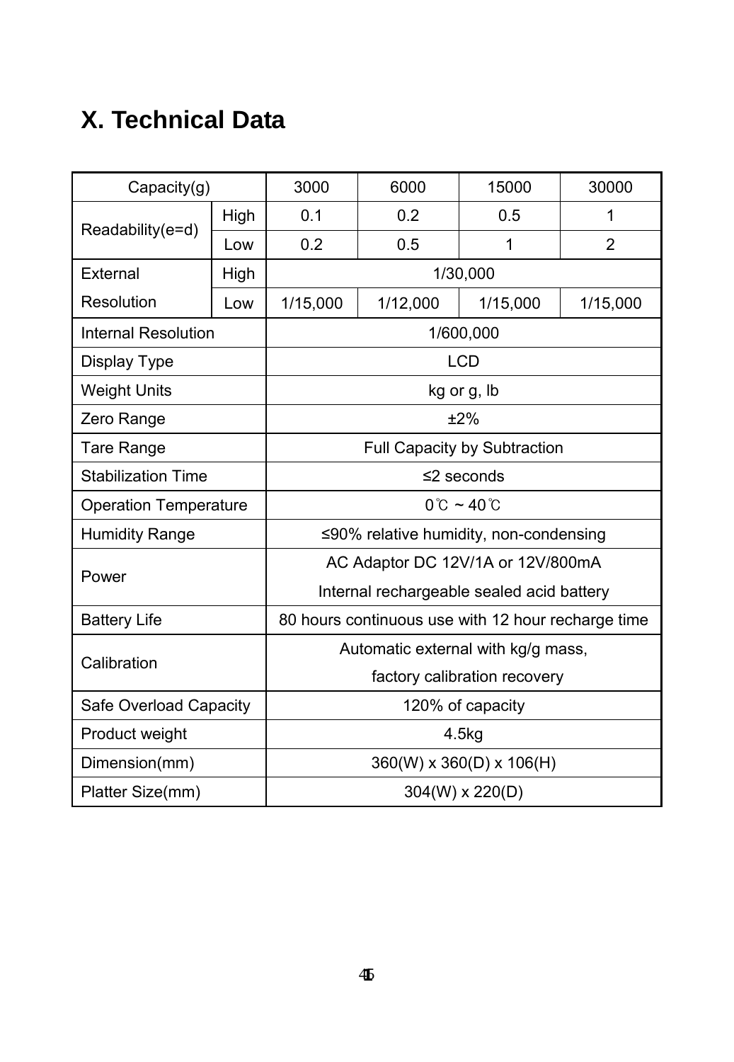# X. Technical Data

| Capacity(g) | | 3000 | 6000 | 15000 | 30000 |
|---|---|---|---|---|---|
| Readability(e=d) | High | 0.1 | 0.2 | 0.5 | 1 |
| | Low | 0.2 | 0.5 | 1 | 2 |
| External Resolution | High | 1/30,000 | | | |
| | Low | 1/15,000 | 1/12,000 | 1/15,000 | 1/15,000 |
| Internal Resolution | | 1/600,000 | | | |
| Display Type | | LCD | | | |
| Weight Units | | kg or g, lb | | | |
| Zero Range | | ±2% | | | |
| Tare Range | | Full Capacity by Subtraction | | | |
| Stabilization Time | | ≤2 seconds | | | |
| Operation Temperature | | 0℃ ~ 40℃ | | | |
| Humidity Range | | ≤90% relative humidity, non-condensing | | | |
| Power | | AC Adaptor DC 12V/1A or 12V/800mA<br>Internal rechargeable sealed acid battery | | | |
| Battery Life | | 80 hours continuous use with 12 hour recharge time | | | |
| Calibration | | Automatic external with kg/g mass,<br>factory calibration recovery | | | |
| Safe Overload Capacity | | 120% of capacity | | | |
| Product weight | | 4.5kg | | | |
| Dimension(mm) | | 360(W) x 360(D) x 106(H) | | | |
| Platter Size(mm) | | 304(W) x 220(D) | | | |